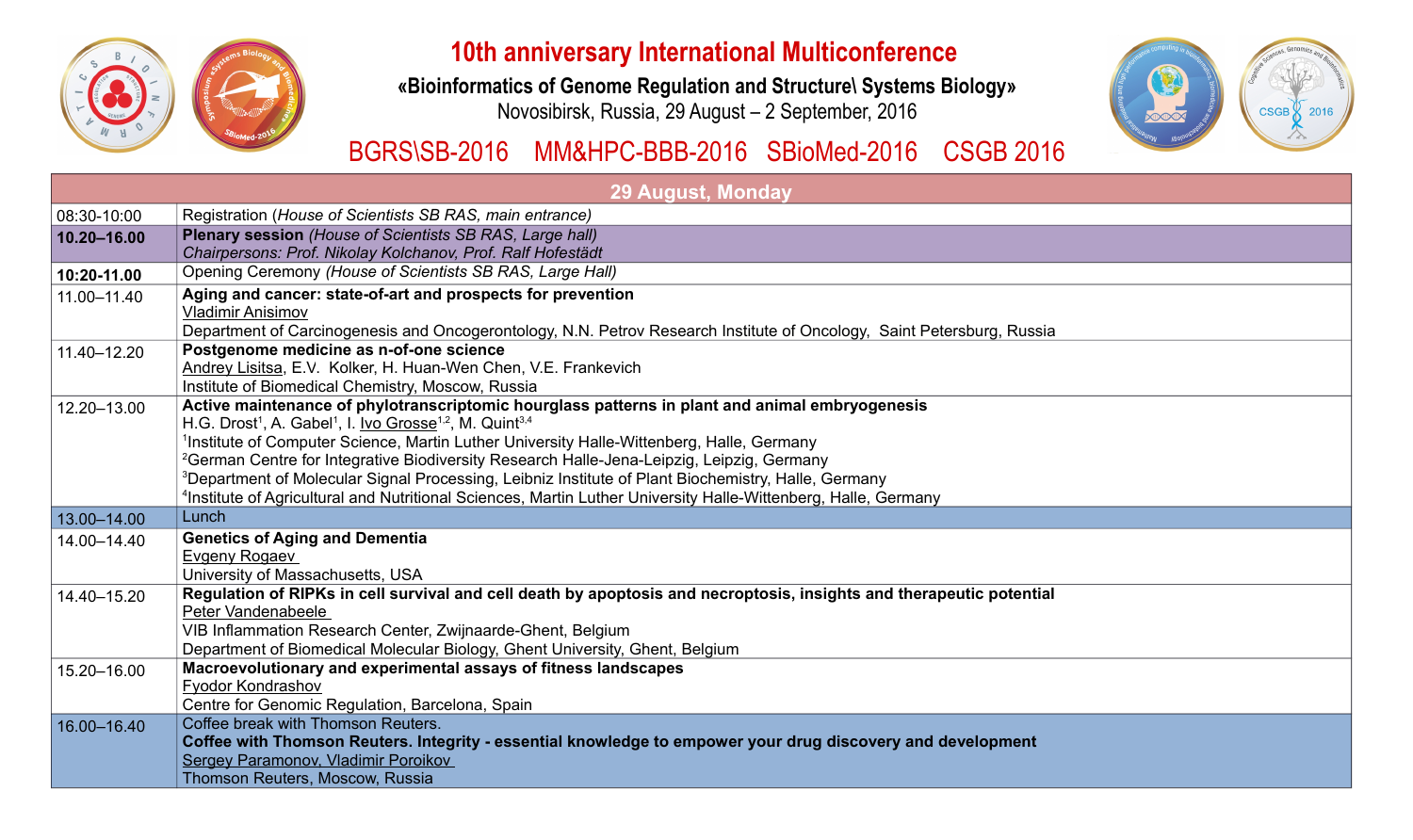# 10th anniversary International Multiconference

## «Bioinformatics of Genome Regulation and Structure\ Systems Biology»

Novosibirsk, Russia, 29 August – 2 September, 2016

BGRS\SB-2016 MM&HPC-BBB-2016 SBioMed-2016 CSGB 2016

| 29 August, Monday | |
|---|---|
| 08:30-10:00 | Registration (*House of Scientists SB RAS, main entrance)* |
| **10.20–16.00** | **Plenary session** *(House of Scientists SB RAS, Large hall)*<br>*Chairpersons: Prof. Nikolay Kolchanov, Prof. Ralf Hofestädt* |
| **10:20-11.00** | Opening Ceremony *(House of Scientists SB RAS, Large Hall)* |
| 11.00–11.40 | **Aging and cancer: state-of-art and prospects for prevention**<br>Vladimir Anisimov<br>Department of Carcinogenesis and Oncogerontology, N.N. Petrov Research Institute of Oncology, Saint Petersburg, Russia |
| 11.40–12.20 | **Postgenome medicine as n-of-one science**<br>Andrey Lisitsa, E.V. Kolker, H. Huan-Wen Chen, V.E. Frankevich<br>Institute of Biomedical Chemistry, Moscow, Russia |
| 12.20–13.00 | **Active maintenance of phylotranscriptomic hourglass patterns in plant and animal embryogenesis**<br>H.G. Drost[1], A. Gabel[1], I. Ivo Grosse[1,2], M. Quint[3,4]<br>[1]Institute of Computer Science, Martin Luther University Halle-Wittenberg, Halle, Germany<br>[2]German Centre for Integrative Biodiversity Research Halle-Jena-Leipzig, Leipzig, Germany<br>[3]Department of Molecular Signal Processing, Leibniz Institute of Plant Biochemistry, Halle, Germany<br>[4]Institute of Agricultural and Nutritional Sciences, Martin Luther University Halle-Wittenberg, Halle, Germany |
| 13.00–14.00 | Lunch |
| 14.00–14.40 | **Genetics of Aging and Dementia**<br>Evgeny Rogaev<br>University of Massachusetts, USA |
| 14.40–15.20 | **Regulation of RIPKs in cell survival and cell death by apoptosis and necroptosis, insights and therapeutic potential**<br>Peter Vandenabeele<br>VIB Inflammation Research Center, Zwijnaarde-Ghent, Belgium<br>Department of Biomedical Molecular Biology, Ghent University, Ghent, Belgium |
| 15.20–16.00 | **Macroevolutionary and experimental assays of fitness landscapes**<br>Fyodor Kondrashov<br>Centre for Genomic Regulation, Barcelona, Spain |
| 16.00–16.40 | Coffee break with Thomson Reuters.<br>**Coffee with Thomson Reuters. Integrity - essential knowledge to empower your drug discovery and development**<br>Sergey Paramonov, Vladimir Poroikov<br>Thomson Reuters, Moscow, Russia |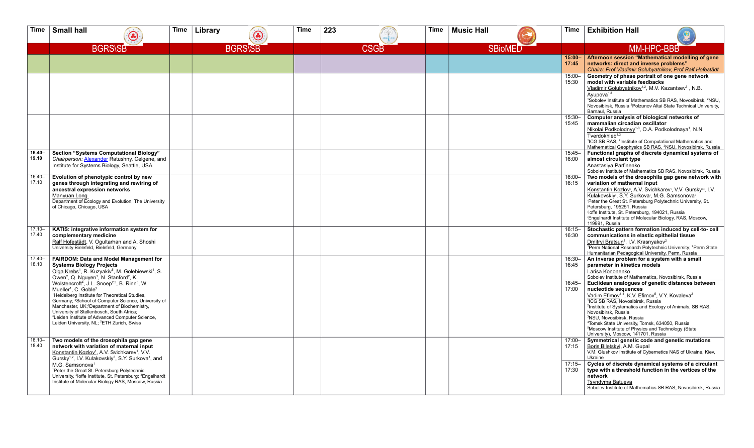| Time | Small hall | Time | Library | Time | 223 | Time | Music Hall | Time | Exhibition Hall |
|---|---|---|---|---|---|---|---|---|---|
| | BGRS\SB | | BGRS\SB | | CSGB | | SBioMED | | MM-HPC-BBB |
| | | | | | | | | **15:00–17:45** | **Afternoon session "Mathematical modelling of gene networks: direct and inverse problems"** *Chairs: Prof Vladimir Golubyatnikov, Prof Ralf Hofestädt* |
| | | | | | | | | 15:00–15:30 | **Geometry of phase portrait of one gene network model with variable feedbacks** Vladimir Golubyatnikov[1,2], M.V. Kazantsev[3], N.B. Ayupova[1,2] [1]Sobolev Institute of Mathematics SB RAS, Novosibirsk, [2]NSU, Novosibirsk, Russia [3]Polzunov Altai State Technical University, Barnaul, Russia |
| | | | | | | | | 15:30–15:45 | **Computer analysis of biological networks of mammalian circadian oscillator** Nikolai Podkolodnyy[1-3], O.A. Podkolodnaya[1], N.N. Tverdokhleb[1,3] [1]ICG SB RAS, [2]Institute of Computational Mathematics and Mathematical Geophysics SB RAS, [3]NSU, Novosibirsk, Russia |
| **16.40–19.10** | **Section "Systems Computational Biology"** *Chairperson:* Alexander Ratushny, Celgene, and Institute for Systems Biology, Seattle, USA | | | | | | | 15:45–16:00 | **Functional graphs of discrete dynamical systems of almost circulant type** Anastasiya Parfinenko Sobolev Institute of Mathematics SB RAS, Novosibirsk, Russia |
| 16.40–17.10 | **Evolution of phenotypic control by new genes through integrating and rewiring of ancestral expression networks** Manyuan Long Department of Ecology and Evolution, The University of Chicago, Chicago, USA | | | | | | | 16:00–16:15 | **Two models of the drosophila gap gene network with variation of maternal input** Konstantin Kozlov[1], A.V. Svichkarev[1], V.V. Gursky[1,2], I.V. Kulakovskiy[3], S.Y. Surkova[1], M.G. Samsonova[1] [1]Peter the Great St. Petersburg Polytechnic University, St. Petersburg, 195251, Russia [2]Ioffe Institute, St. Petersburg, 194021, Russia [3]Engelhardt Institute of Molecular Biology, RAS, Moscow, 119991, Russia |
| 17.10–17.40 | **KATIS: integrative information system for complementary medicine** Ralf Hofestädt, V. Ogultarhan and A. Shoshi University Bielefeld, Bielefeld, Germany | | | | | | | 16:15–16:30 | **Stochastic pattern formation induced by cell-to- cell communications in elastic epithelial tissue** Dmitryi Bratsun[1], I.V. Krasnyakov[2] [1]Perm National Research Polytechnic University; [2]Perm State Humanitarian Pedagogical University, Perm, Russia |
| 17.40–18.10 | **FAIRDOM: Data and Model Management for Systems Biology Projects** Olga Krebs[1], R. Kuzyakiv[5], M. Golebiewski[1], S. Owen[2], Q. Nguyen[1], N. Stanford[2], K. Wolstencroft[4], J.L. Snoep[2,3], B. Rinn[5], W. Mueller[1], C. Goble[2] [1]Heidelberg Institute for Theoretical Studies, Germany; [2]School of Computer Science, University of Manchester, UK; [3]Department of Biochemistry, University of Stellenbosch, South Africa; [4]Leiden Institute of Advanced Computer Science, Leiden University, NL; [5]ETH Zurich, Swiss | | | | | | | 16:30–16:45 | **An inverse problem for a system with a small parameter in kinetics models** Larisa Kononenko Sobolev Institute of Mathematics, Novosibirsk, Russia |
| | | | | | | | | 16:45–17:00 | **Euclidean analogues of genetic distances between nucleotide sequences** Vadim Efimov[1-4], K.V. Efimov[5], V.Y. Kovaleva[2] [1]ICG SB RAS, Novosibirsk, Russia [2]Institute of Systematics and Ecology of Animals, SB RAS, Novosibirsk, Russia [3]NSU, Novosibirsk, Russia [4]Tomsk State University, Tomsk, 634050, Russia [5]Moscow Institute of Physics and Technology (State University), Moscow, 141701, Russia |
| 18.10–18.40 | **Two models of the drosophila gap gene network with variation of maternal input** Konstantin Kozlov[1], A.V. Svichkarev[1], V.V. Gursky[1,2], I.V. Kulakovskiy[3], S.Y. Surkova[1], and M.G. Samsonova[1] [1]Peter the Great St. Petersburg Polytechnic University, [2]Ioffe Institute, St. Petersburg; [3]Engelhardt Institute of Molecular Biology RAS, Moscow, Russia | | | | | | | 17:00–17:15 | **Symmetrical genetic code and genetic mutations** Boris Biletskyi, A.M. Gupal V.M. Glushkov Institute of Cybernetics NAS of Ukraine, Kiev, Ukraine |
| | | | | | | | | 17:15–17:30 | **Cycles of discrete dynamical systems of a circulant type with a threshold function in the vertices of the network** Tsyndyma Batueva Sobolev Institute of Mathematics SB RAS, Novosibirsk, Russia |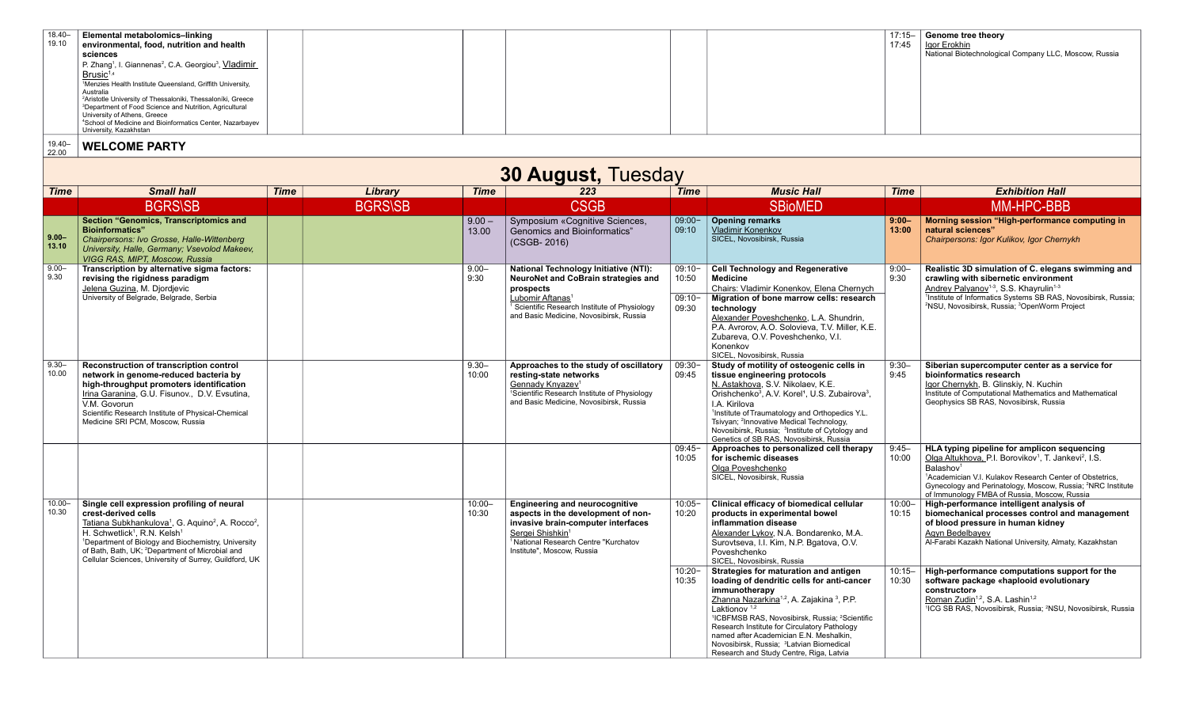| Time | | Time | | Time | | Time | | Time | |
|---|---|---|---|---|---|---|---|---|---|
| 18.40–19.10 | **Elemental metabolomics–linking environmental, food, nutrition and health sciences** P. Zhang[1], I. Giannenas[2], C.A. Georgiou[3], Vladimir Brusic[1,4] [1]Menzies Health Institute Queensland, Griffith University, Australia [2]Aristotle University of Thessaloniki, Thessaloniki, Greece [3]Department of Food Science and Nutrition, Agricultural University of Athens, Greece [4]School of Medicine and Bioinformatics Center, Nazarbayev University, Kazakhstan | | | | | | | 17:15–17:45 | **Genome tree theory** Igor Erokhin National Biotechnological Company LLC, Moscow, Russia |
| 19.40–22.00 | **WELCOME PARTY** | | | | | | | | |

# 30 August, Tuesday

| Time | Small hall | Time | Library | Time | 223 | Time | Music Hall | Time | Exhibition Hall |
|---|---|---|---|---|---|---|---|---|---|
| | BGRS\SB | | BGRS\SB | | CSGB | | SBioMED | | MM-HPC-BBB |
| 9.00–13.10 | **Section "Genomics, Transcriptomics and Bioinformatics"** *Chairpersons: Ivo Grosse, Halle-Wittenberg University, Halle, Germany; Vsevolod Makeev, VIGG RAS, MIPT, Moscow, Russia* | | | 9.00 – 13.00 | Symposium «Cognitive Sciences, Genomics and Bioinformatics" (CSGB- 2016) | 09:00–09:10 | **Opening remarks** Vladimir Konenkov SICEL, Novosibirsk, Russia | 9:00–13:00 | **Morning session "High-performance computing in natural sciences"** *Chairpersons: Igor Kulikov, Igor Chernykh* |
| 9.00–9.30 | **Transcription by alternative sigma factors: revising the rigidness paradigm** Jelena Guzina, M. Djordjevic University of Belgrade, Belgrade, Serbia | | | 9.00–9:30 | **National Technology Initiative (NTI): NeuroNet and CoBrain strategies and prospects** Lubomir Aftanas[1] [1] Scientific Research Institute of Physiology and Basic Medicine, Novosibirsk, Russia | 09:10–10:50 | **Cell Technology and Regenerative Medicine** Chairs: Vladimir Konenkov, Elena Chernych | 9:00–9:30 | **Realistic 3D simulation of C. elegans swimming and crawling with sibernetic environment** Andrey Palyanov[1-3], S.S. Khayrulin[1-3] [1]Institute of Informatics Systems SB RAS, Novosibirsk, Russia; [2]NSU, Novosibirsk, Russia; [3]OpenWorm Project |
| | | | | | | 09:10–09:30 | **Migration of bone marrow cells: research technology** Alexander Poveshchenko, L.A. Shundrin, P.A. Avrorov, A.O. Solovieva, T.V. Miller, K.E. Zubareva, O.V. Poveshchenko, V.I. Konenkov SICEL, Novosibirsk, Russia | | |
| 9.30–10.00 | **Reconstruction of transcription control network in genome-reduced bacteria by high-throughput promoters identification** Irina Garanina, G.U. Fisunov., D.V. Evsutina, V.M. Govorun Scientific Research Institute of Physical-Chemical Medicine SRI PCM, Moscow, Russia | | | 9.30–10:00 | **Approaches to the study of oscillatory resting-state networks** Gennady Knyazev[1] [1]Scientific Research Institute of Physiology and Basic Medicine, Novosibirsk, Russia | 09:30–09:45 | **Study of motility of osteogenic cells in tissue engineering protocols** N. Astakhova, S.V. Nikolaev, K.E. Orishchenko[3], A.V. Korel[1], U.S. Zubairova[3], I.A. Kirilova [1]Institute of Traumatology and Orthopedics Y.L. Tsivyan; [2]Innovative Medical Technology, Novosibirsk, Russia; [3]Institute of Cytology and Genetics of SB RAS, Novosibirsk, Russia | 9:30–9:45 | **Siberian supercomputer center as a service for bioinformatics research** Igor Chernykh, B. Glinskiy, N. Kuchin Institute of Computational Mathematics and Mathematical Geophysics SB RAS, Novosibirsk, Russia |
| | | | | | | 09:45–10:05 | **Approaches to personalized cell therapy for ischemic diseases** Olga Poveshchenko SICEL, Novosibirsk, Russia | 9:45–10:00 | **HLA typing pipeline for amplicon sequencing** Olga Altukhova, P.I. Borovikov[1], T. Jankevi[2], I.S. Balashov[1] [1]Academician V.I. Kulakov Research Center of Obstetrics, Gynecology and Perinatology, Moscow, Russia; [2]NRC Institute of Immunology FMBA of Russia, Moscow, Russia |
| 10.00–10.30 | **Single cell expression profiling of neural crest-derived cells** Tatiana Subkhankulova[1], G. Aquino[2], A. Rocco[2], H. Schwetlick[1], R.N. Kelsh[1] [1]Department of Biology and Biochemistry, University of Bath, Bath, UK; [2]Department of Microbial and Cellular Sciences, University of Surrey, Guildford, UK | | | 10:00–10:30 | **Engineering and neurocognitive aspects in the development of non-invasive brain-computer interfaces** Sergei Shishkin[1] [1]National Research Centre "Kurchatov Institute", Moscow, Russia | 10:05–10:20 | **Clinical efficacy of biomedical cellular products in experimental bowel inflammation disease** Alexander Lykov, N.A. Bondarenko, M.A. Surovtseva, I.I. Kim, N.P. Bgatova, O.V. Poveshchenko SICEL, Novosibirsk, Russia | 10:00–10:15 | **High-performance intelligent analysis of biomechanical processes control and management of blood pressure in human kidney** Aqyn Bedelbayev Al-Farabi Kazakh National University, Almaty, Kazakhstan |
| | | | | | | 10:20–10:35 | **Strategies for maturation and antigen loading of dendritic cells for anti-cancer immunotherapy** Zhanna Nazarkina[1,2], A. Zajakina [3], P.P. Laktionov [1,2] [1]ICBFMSB RAS, Novosibirsk, Russia; [2]Scientific Research Institute for Circulatory Pathology named after Academician E.N. Meshalkin, Novosibirsk, Russia; [3]Latvian Biomedical Research and Study Centre, Riga, Latvia | 10:15–10:30 | **High-performance computations support for the software package «haploid evolutionary constructor»** Roman Zudin[1,2], S.A. Lashin[1,2] [1]ICG SB RAS, Novosibirsk, Russia; [2]NSU, Novosibirsk, Russia |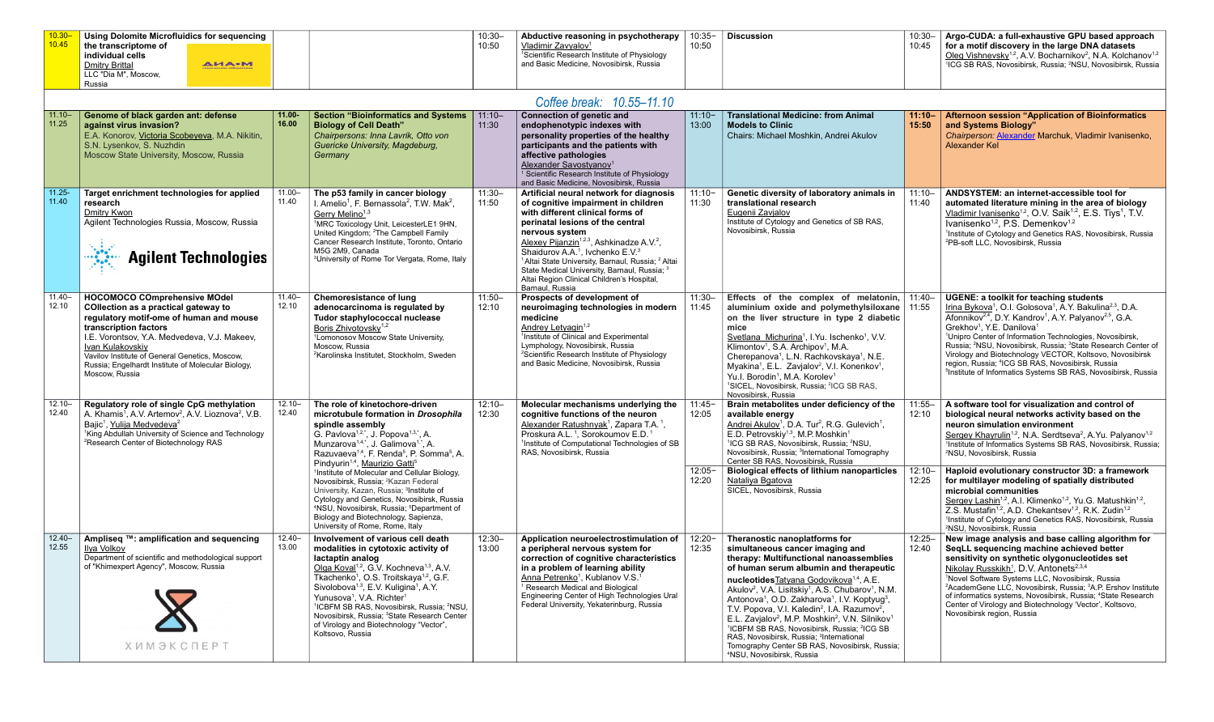| Time | Session 1 | Time | Session 2 | Time | Session 3 | Time | Session 4 | Time | Session 5 |
|---|---|---|---|---|---|---|---|---|---|
| 10.30–10.45 | **Using Dolomite Microfluidics for sequencing the transcriptome of individual cells**<br>Dmitry Brittal<br>LLC "Dia M", Moscow, Russia | | | 10:30–10:50 | **Abductive reasoning in psychotherapy**<br>Vladimir Zavyalov[1]<br>[1]Scientific Research Institute of Physiology and Basic Medicine, Novosibirsk, Russia | 10:35–10:50 | **Discussion** | 10:30–10:45 | **Argo-CUDA: a full-exhaustive GPU based approach for a motif discovery in the large DNA datasets**<br>Oleg Vishnevsky[1,2], A.V. Bocharnikov[2], N.A. Kolchanov[1,2]<br>[1]ICG SB RAS, Novosibirsk, Russia; [2]NSU, Novosibirsk, Russia |

*Coffee break: 10.55–11.10*

| Time | Session 1 | Time | Session 2 | Time | Session 3 | Time | Session 4 | Time | Session 5 |
|---|---|---|---|---|---|---|---|---|---|
| 11.10–11.25 | **Genome of black garden ant: defense against virus invasion?**<br>E.A. Konorov, Victoria Scobeyeva, M.A. Nikitin, S.N. Lysenkov, S. Nuzhdin<br>Moscow State University, Moscow, Russia | 11.00–16.00 | **Section "Bioinformatics and Systems Biology of Cell Death"**<br>*Chairpersons: Inna Lavrik, Otto von Guericke University, Magdeburg, Germany* | 11:10–11:30 | **Connection of genetic and endophenotypic indexes with personality properties of the healthy participants and the patients with affective pathologies**<br>Alexander Savostyanov[1]<br>[1] Scientific Research Institute of Physiology and Basic Medicine, Novosibirsk, Russia | 11:10–13:00 | **Translational Medicine: from Animal Models to Clinic**<br>Chairs: Michael Moshkin, Andrei Akulov | 11:10–15:50 | **Afternoon session "Application of Bioinformatics and Systems Biology"**<br>*Chairperson:* Alexander Marchuk, Vladimir Ivanisenko, Alexander Kel |
| 11.25–11.40 | **Target enrichment technologies for applied research**<br>Dmitry Kwon<br>Agilent Technologies Russia, Moscow, Russia | 11.00–11.40 | **The p53 family in cancer biology**<br>I. Amelio[1], F. Bernassola[2], T.W. Mak[2], Gerry Melino[1,3]<br>[1]MRC Toxicology Unit, LeicesterLE1 9HN, United Kingdom; [2]The Campbell Family Cancer Research Institute, Toronto, Ontario M5G 2M9, Canada<br>[3]University of Rome Tor Vergata, Rome, Italy | 11:30–11:50 | **Artificial neural network for diagnosis of cognitive impairment in children with different clinical forms of perinatal lesions of the central nervous system**<br>Alexey Pijanzin[1,2,3], Ashkinadze A.V.[2], Shaidurov A.A.[1], Ivchenko E.V.[3]<br>[1]Altai State University, Barnaul, Russia; [2] Altai State Medical University, Barnaul, Russia; [3] Altai Region Clinical Children's Hospital, Barnaul, Russia | 11:10–11:30 | **Genetic diversity of laboratory animals in translational research**<br>Eugenii Zavjalov<br>Institute of Cytology and Genetics of SB RAS, Novosibirsk, Russia | 11:10–11:40 | **ANDSYSTEM: an internet-accessible tool for automated literature mining in the area of biology**<br>Vladimir Ivanisenko[1,2], O.V. Saik[1,2], E.S. Tiys[1], T.V. Ivanisenko[1,2], P.S. Demenkov[1,2]<br>[1]Institute of Cytology and Genetics RAS, Novosibirsk, Russia<br>[2]PB-soft LLC, Novosibirsk, Russia |
| 11.40–12.10 | **HOCOMOCO COmprehensive MOdel COllection as a practical gateway to regulatory motif-ome of human and mouse transcription factors**<br>I.E. Vorontsov, Y.A. Medvedeva, V.J. Makeev, Ivan Kulakovskiy<br>Vavilov Institute of General Genetics, Moscow, Russia; Engelhardt Institute of Molecular Biology, Moscow, Russia | 11.40–12.10 | **Chemoresistance of lung adenocarcinoma is regulated by Tudor staphylococcal nuclease**<br>Boris Zhivotovsky[1,2]<br>[1]Lomonosov Moscow State University, Moscow, Russia<br>[2]Karolinska Institutet, Stockholm, Sweden | 11:50–12:10 | **Prospects of development of neuroimaging technologies in modern medicine**<br>Andrey Letyagin[1,2]<br>[1]Institute of Clinical and Experimental Lymphology, Novosibirsk, Russia<br>[2]Scientific Research Institute of Physiology and Basic Medicine, Novosibirsk, Russia | 11:30–11:45 | **Effects of the complex of melatonin, aluminium oxide and polymethylsiloxane on the liver structure in type 2 diabetic mice**<br>Svetlana Michurina[1], I.Yu. Ischenko[1], V.V. Klimontov[1], S.A. Archipov[1], M.A. Cherepanova[1], L.N. Rachkovskaya[1], N.E. Myakina[1], E.L. Zavjalov[2], V.I. Konenkov[1], Yu.I. Borodin[1], M.A. Korolev[1]<br>[1]SICEL, Novosibirsk, Russia; [2]ICG SB RAS, Novosibirsk, Russia | 11:40–11:55 | **UGENE: a toolkit for teaching students**<br>Irina Bykova[1], O.I. Golosova[1], A.Y. Bakulina[2,3], D.A. Afonnikov[2,4], D.Y. Kandrov[1], A.Y. Palyanov[2,5], G.A. Grekhov[1], Y.E. Danilova[1]<br>[1]Unipro Center of Information Technologies, Novosibirsk, Russia; [2]NSU, Novosibirsk, Russia; [3]State Research Center of Virology and Biotechnology VECTOR, Koltsovo, Novosibirsk region, Russia; [4]ICG SB RAS, Novosibirsk, Russia<br>[5]Institute of Informatics Systems SB RAS, Novosibirsk, Russia |
| 12.10–12.40 | **Regulatory role of single CpG methylation**<br>A. Khamis[1], A.V. Artemov[2], A.V. Lioznova[2], V.B. Bajic[1], Yulija Medvedeva[2]<br>[1]King Abdullah University of Science and Technology<br>[2]Research Center of Biotechnology RAS | 12.10–12.40 | **The role of kinetochore-driven microtubule formation in *Drosophila* spindle assembly**<br>G. Pavlova[1,2,*], J. Popova[1,3,*], A. Munzarova[1,4,*], J. Galimova[1,*], A. Razuvaeva[1,4], F. Renda[5], P. Somma[5], A. Pindyurin[1,4], Maurizio Gatti[5]<br>[1]Institute of Molecular and Cellular Biology, Novosibirsk, Russia; [2]Kazan Federal University, Kazan, Russia; [3]Institute of Cytology and Genetics, Novosibirsk, Russia<br>[4]NSU, Novosibirsk, Russia; [5]Department of Biology and Biotechnology, Sapienza, University of Rome, Rome, Italy | 12:10–12:30 | **Molecular mechanisms underlying the cognitive functions of the neuron**<br>Alexander Ratushnyak[1], Zapara T.A.[1], Proskura A.L.[1], Sorokoumov E.D.[1]<br>[1]Institute of Computational Technologies of SB RAS, Novosibirsk, Russia | 11:45–12:05 | **Brain metabolites under deficiency of the available energy**<br>Andrei Akulov[1], D.A. Tur[2], R.G. Gulevich[1], E.D. Petrovskiy[1,3], M.P. Moshkin[1]<br>[1]ICG SB RAS, Novosibirsk, Russia; [2]NSU, Novosibirsk, Russia; [3]International Tomography Center SB RAS, Novosibirsk, Russia | 11:55–12:10 | **A software tool for visualization and control of biological neural networks activity based on the neuron simulation environment**<br>Sergey Khayrulin[1,2], N.A. Serdtseva[2], A.Yu. Palyanov[1,2]<br>[1]Institute of Informatics Systems SB RAS, Novosibirsk, Russia; [2]NSU, Novosibirsk, Russia |
| | | | | | | 12:05–12:20 | **Biological effects of lithium nanoparticles**<br>Nataliya Bgatova<br>SICEL, Novosibirsk, Russia | 12:10–12:25 | **Haploid evolutionary constructor 3D: a framework for multilayer modeling of spatially distributed microbial communities**<br>Sergey Lashin[1,2], A.I. Klimenko[1,2], Yu.G. Matushkin[1,2], Z.S. Mustafin[1,2], A.D. Chekantsev[1,2], R.K. Zudin[1,2]<br>[1]Institute of Cytology and Genetics RAS, Novosibirsk, Russia<br>[2]NSU, Novosibirsk, Russia |
| 12.40–12.55 | **Ampliseq ™: amplification and sequencing**<br>Ilya Volkov<br>Department of scientific and methodological support of "Khimexpert Agency", Moscow, Russia | 12.40–13.00 | **Involvement of various cell death modalities in cytotoxic activity of lactaptin analog**<br>Olga Koval[1,2], G.V. Kochneva[1,3], A.V. Tkachenko[1], O.S. Troitskaya[1,2], G.F. Sivolobova[1,3], E.V. Kuligina[1], A.Y. Yunusova[1], V.A. Richter[1]<br>[1]ICBFM SB RAS, Novosibirsk, Russia; [2]NSU, Novosibirsk, Russia; [3]State Research Center of Virology and Biotechnology "Vector", Koltsovo, Russia | 12:30–13:00 | **Application neuroelectrostimulation of a peripheral nervous system for correction of cognitive characteristics in a problem of learning ability**<br>Anna Petrenko[1], Kublanov V.S.[1]<br>[1]Research Medical and Biological Engineering Center of High Technologies Ural Federal University, Yekaterinburg, Russia | 12:20–12:35 | **Theranostic nanoplatforms for simultaneous cancer imaging and therapy: Multifunctional nanoassemblies of human serum albumin and therapeutic nucleotides**Tatyana Godovikova[1,4], A.E. Akulov[2], V.A. Lisitskiy[1], A.S. Chubarov[1], N.M. Antonova[1], O.D. Zakharova[1], I.V. Koptyug[3], T.V. Popova, V.I. Kaledin[2], I.A. Razumov[2], E.L. Zavjalov[2], M.P. Moshkin[2], V.N. Silnikov[1]<br>[1]ICBFM SB RAS, Novosibirsk, Russia; [2]ICG SB RAS, Novosibirsk, Russia; [3]International Tomography Center SB RAS, Novosibirsk, Russia; [4]NSU, Novosibirsk, Russia | 12:25–12:40 | **New image analysis and base calling algorithm for SeqLL sequencing machine achieved better sensitivity on synthetic olygonucleotides set**<br>Nikolay Russkikh[1], D.V. Antonets[2,3,4]<br>[1]Novel Software Systems LLC, Novosibirsk, Russia<br>[2]AcademGene LLC, Novosibirsk, Russia; [3]A.P. Ershov Institute of informatics systems, Novosibirsk, Russia; [4]State Research Center of Virology and Biotechnology 'Vector', Koltsovo, Novosibirsk region, Russia |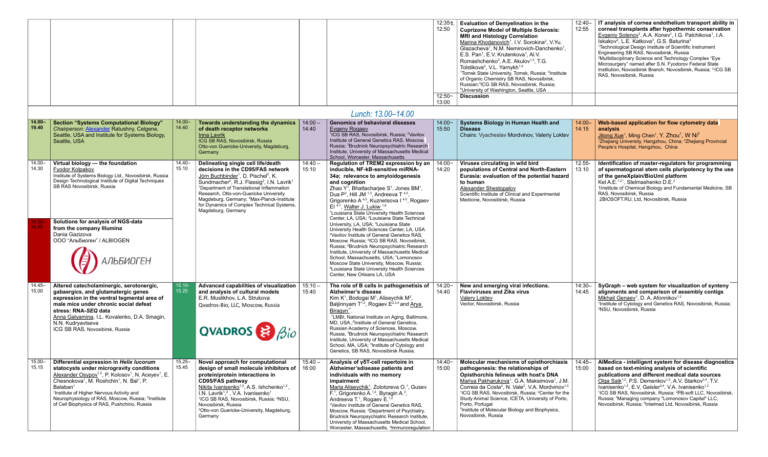| | | | | | | | | | |
|---|---|---|---|---|---|---|---|---|---|
| | | | | | | 12:35±. 12:50 | **Evaluation of Demyelination in the Cuprizone Model of Multiple Sclerosis: MRI and Histology Correlation** Marina Khodanovich[1], I.V. Sorokina[2], V.Yu. Glazacheva[1], N.M. Nemirovich-Danchenko[1], E.S. Pan[1], E.V. Krutenkova[1], Al.V. Romashchenko[3], A.E. Akulov[1,3], T.G. Tolstikova[2], V.L. Yarnykh[1,4] [1]Tomsk State University, Tomsk, Russia; [2]Institute of Organic Chemistry SB RAS, Novosibirsk, Russian;[3]ICG SB RAS, Novosibirsk, Russia; [4]University of Washington, Seattle, USA | 12:40–12:55 | **IT analysis of cornea endothelium transport ability in corneal transplants after hypothermic conservation** Evgeniy Solenov[3], A.A. Konev[1], I.G. Palchikova[1], I.A. Iskakov[2], L.E. Katkova[3], G.S. Baturina[3] [1]Technological Design Institute of Scientific Instrument Engineering SB RAS, Novosibirsk, Russia [2]Multidisciplinary Science and Technology Complex "Eye Microsurgery" named after S.N. Fyodorov Federal State Institution, Novosibirsk Branch, Novosibirsk, Russia; [3]ICG SB RAS, Novosibirsk, Russia |
| | | | | | | 12:50–13:00 | **Discussion** | | |
| *Lunch: 13.00–14.00* | | | | | | | | | |
| **14.00–19.40** | **Section "Systems Computational Biology"** *Chairperson:* Alexander Ratushny, Celgene, Seattle, USA and Institute for Systems Biology, Seattle, USA | 14.00–14.40 | **Towards understanding the dynamics of death receptor networks** Inna Lavrik ICG SB RAS, Novosibirsk, Russia Otto-von Guericke-University, Magdeburg, Germany | 14:00 – 14:40 | **Genomics of behavioral diseases** Evgeny Rogaev [1]ICG SB RAS, Novosibirsk, Russia; [2]Vavilov Institute of General Genetics RAS, Moscow, Russia; [3]Brudnick Neuropsychiatric Research Institute, University of Massachusetts Medical School, Worcester, Massachusetts | 14:00–15:50 | **Systems Biology in Human Health and Disease** Chairs: Vyacheslav Mordvinov, Valeriy Loktev | 14:00–14:15 | **Web-based application for flow cytometry data analysis** Jitong Xue[1], Ming Chen[1], Y. Zhou[1], W Ni[2] [1]Zhejiang University, Hangzhou, China; [2]Zhejiang Provincial People's Hospital, Hangzhou, China |
| 14.00–14.30 | **Virtual biology — the foundation** Fyodor Kolpakov Institute of Systems Biology Ltd., Novosibirsk, Russia Design Technological Institute of Digital Techniques SB RAS Novosibirsk, Russia | 14.40–15.10 | **Delineating single cell life/death decisions in the CD95/FAS network** Jörn Buchbinder[1], D. Pischel[2], K. Sundmacher[2], R.J. Flassig[2], I.N. Lavrik[1] [1]Department of Translational Inflammation Research, Otto-von-Guericke University Magdeburg, Germany; [2]Max-Planck-Institute for Dynamics of Complex Technical Systems, Magdeburg, Germany | 14:40 – 15:10 | **Regulation of TREM2 expression by an inducible, NF-kB-sensitive miRNA-34a; relevance to amyloidogenesis and cognition** Zhao Y[1], Bhattacharjee S[1], Jones BM[1], Dua P[2], Hill JM [1,3], Andreeva T [4,5], Grigorenko A [4,5], Kuznetsova I [4,5], Rogaev EI [4-7], Walter J. Lukiw [1,8] [1]Louisiana State University Health Sciences Center, LA, USA; [2]Louisiana State Technical University, LA, USA; [3]Louisiana State University Health Sciences Center, LA, USA [4]Vavilov Institute of General Genetics RAS, Moscow, Russia; [5]ICG SB RAS, Novosibirsk, Russia; [6]Brudnick Neuropsychiatric Research Institute, University of Massachusetts Medical School, Massachusetts, USA; [7]Lomonosov Moscow State University, Moscow, Russia; [8]Louisiana State University Health Sciences Center, New Orleans LA, USA | 14:00–14:20 | **Viruses circulating in wild bird populations of Central and North-Eastern Eurasia: evaluation of the potential hazard to human** Alexander Shestopalov Scientific Institute of Clinical and Experimental Medicine, Novosibirsk, Russia | 12.55-13.10 | **Identification of master-regulators for programming of spermatogonal stem cells pluripotency by the use of the geneXplain/BioUml platform** Kel A.E.[1,2,*], Stelmashenko D.E.[2] 1Institute of Chemical Biology and Fundamental Medicine, SB RAS, Novosibirsk, Russia 2BIOSOFT.RU, Ltd, Novosibirsk, Russia |
| 14.30–14.45 | **Solutions for analysis of NGS-data from the company Illumina** Dania Gazizova ООО "Альбиоген" / ALBIOGEN АЛЬБИОГЕН | | | | | | | | |
| 14.45–15.00 | **Altered catecholaminergic, serotonergic, gabaergics, and glutamatergic genes expression in the ventral tegmental area of male mice under chronic social defeat stress: RNA-SEQ data** Anna Galyamina, I.L. Kovalenko, D.A. Smagin, N.N. Kudryavtseva ICG SB RAS, Novosibirsk, Russia | 15.10-15.25 | **Advanced capabilities of visualization and analysis of cultural models** E.R. Muslikhov, L.A. Strukova Qvadros-Bio, LLC, Moscow, Russia QVADROS Bio | 15:10 – 15:40 | **The role of B cells in pathogenetisis of Alzheimer's disease** Kim K[1], Bodogai M[1], Aliseychik M[2], Baljinnyam T[1,2], Rogaev E[2,3,4] and Arya Biragyn[1*]. [1]LMBI, National Institute on Aging, Baltimore, MD, USA.;[2]Institute of General Genetics, Russian Academy of Sciences, Moscow, Russia, [3]Brudnick Neuropsychiatric Research Institute, University of Massachusetts Medical School, MA, USA; [4]Institute of Cytology and Genetics, SB RAS, Novosibirsk Russia. | 14:20–14:40 | **New and emerging viral infections. Flaviviruses and Zika virus** Valery Loktev Vector, Novosibirsk, Russia | 14:30–14:45 | **SyGraph – web system for visualization of synteny alignments and comparison of assembly contigs** Mikhail Genaev[1], D. A. Afonnikov[1,2] [1]Institute of Cytology and Genetics RAS, Novosibirsk, Russia; [2]NSU, Novosibirsk, Russia |
| 15.00–15.15 | **Differential expression in *Helix lucorum* statocysts under microgravity conditions** Alexander Osypov[1,2], P. Kolosov[1], N. Aceyev[1], E. Chesnokova[1], M. Roshchin[1], N. Bal[1], P. Balaban[1] [1]Institute of Higher Nervous Activity and Neurophysiology of RAS, Moscow, Russia; [2]Institute of Cell Biophysics of RAS, Pushchino, Russia | 15.25–15.45 | **Novel approach for computational design of small molecule inhibitors of protein/protein interactions in CD95/FAS pathway** Nikita Ivanisenko[1,2], A.S. Ishchenko[1,2], I.N. Lavrik[1,3], V.A. Ivanisenko[1] [1]ICG SB RAS, Novosibirsk, Russia; [2]NSU, Novosibirsk, Russia [3]Otto-von Guericke-University, Magdeburg, Germany | 15:40 – 16:00 | **Analysis of γδT-cell repertoire in Alzheimer'sdisease patients and individuals with no memory impairment** Maria Aliseychik[1], Zolotoreva O.[1], Gusev F.[1], Grigorenko A.[1,2], Byragin A.[3], Andreeva T.[1], Rogaev E.[1,2] [1]Vavilov Institute of General Genetics RAS, Moscow, Russia; [2]Department of Psychiatry, Brudnick Neuropsychiatric Research Institute, University of Massachusetts Medical School, Worcester, Massachusetts, [3]Immunoregulation | 14:40–15:00 | **Molecular mechanisms of opisthorchiasis pathogenesis: the relationships of Opisthorchis felineus with host's DNA** Mariya Pakharukova[1], G.A. Maksimova[1], J.M. Correia da Costa[2], N. Vale[2], V.A. Mordvinov[1,3] [1]ICG SB RAS, Novosibirsk, Russia; [2]Center for the Study Animal Science, ICETA, University of Porto, Porto, Portugal [3]Institute of Molecular Biology and Biophysics, Novosibirsk, Russia | 14:45–15:00 | **AIMedica - intelligent system for disease diagnostics based on text-mining analysis of scientific publications and different medical data sources** Olga Saik[1,2], P.S. Demenkov[1,2], A.V. Starkov[3,4], T.V. Ivanisenko[1,2], E.V. Gaisler[3,4], V.A. Ivanisenko[1,2] [1]ICG SB RAS, Novosibirsk, Russia; [2]PB-soft LLC, Novosibirsk, Russia; [3]Managing company "Lomonosov Capital" LLC, Novosibirsk, Russia; [4]Intelmed Ltd, Novosibirsk, Russia |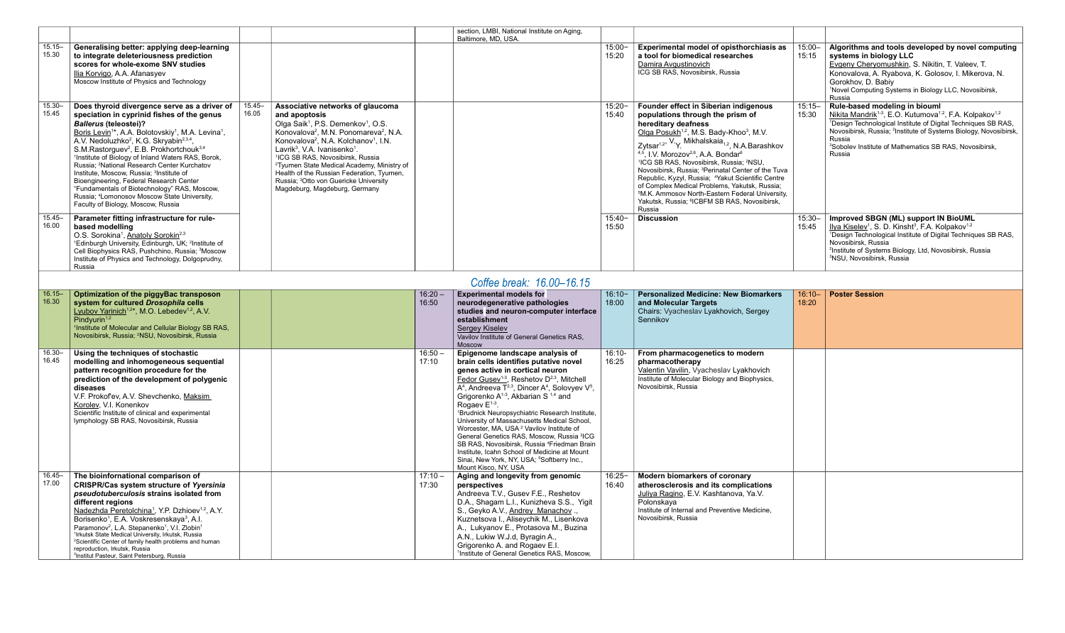| | | | | | | | | | |
|---|---|---|---|---|---|---|---|---|---|
| | | | | | section, LMBI, National Institute on Aging, Baltimore, MD, USA. | | | | |
| 15.15–15.30 | **Generalising better: applying deep-learning to integrate deleteriousness prediction scores for whole-exome SNV studies** Ilia Korvigo, A.A. Afanasyev Moscow Institute of Physics and Technology | | | | | 15:00–15:20 | **Experimental model of opisthorchiasis as a tool for biomedical researches** Damira Avgustinovich ICG SB RAS, Novosibirsk, Russia | 15:00–15:15 | **Algorithms and tools developed by novel computing systems in biology LLC** Evgeny Cheryomushkin, S. Nikitin, T. Valeev, T. Konovalova, A. Ryabova, K. Golosov, I. Mikerova, N. Gorokhov, D. Babiy [1]Novel Computing Systems in Biology LLC, Novosibirsk, Russia |
| 15.30–15.45 | **Does thyroid divergence serve as a driver of speciation in cyprinid fishes of the genus *Ballerus* (teleostei)?** Boris Levin[1*], A.A. Bolotovskiy[1], M.A. Levina[1], A.V. Nedoluzhko[2], K.G. Skryabin[2,3,4], S.M.Rastorguev[2], E.B. Prokhortchouk[3,4] [1]Institute of Biology of Inland Waters RAS, Borok, Russia; [2]National Research Center Kurchatov Institute, Moscow, Russia; [3]Institute of Bioengineering, Federal Research Center "Fundamentals of Biotechnology" RAS, Moscow, Russia; [4]Lomonosov Moscow State University, Faculty of Biology, Moscow, Russia | 15.45–16.05 | **Associative networks of glaucoma and apoptosis** Olga Saik[1], P.S. Demenkov[1], O.S. Konovalova[2], M.N. Ponomareva[2], N.A. Konovalova[2], N.A. Kolchanov[1], I.N. Lavrik[3], V.A. Ivanisenko[1]. [1]ICG SB RAS, Novosibirsk, Russia [2]Tyumen State Medical Academy, Ministry of Health of the Russian Federation, Tyumen, Russia; [3]Otto von Guericke University Magdeburg, Magdeburg, Germany | | | 15:20–15:40 | **Founder effect in Siberian indigenous populations through the prism of hereditary deafness** Olga Posukh[1,2], M.S. Bady-Khoo[3], M.V. Zytsar[1,2], V.Y. Mikhalskaia[1,2], N.A.Barashkov[4,5], I.V. Morozov[2,6], A.A. Bondar[6] [1]ICG SB RAS, Novosibirsk, Russia; [2]NSU, Novosibirsk, Russia; [3]Perinatal Center of the Tuva Republic, Kyzyl, Russia; [4]Yakut Scientific Centre of Complex Medical Problems, Yakutsk, Russia; [5]M.K. Ammosov North-Eastern Federal University, Yakutsk, Russia; [6]ICBFM SB RAS, Novosibirsk, Russia | 15:15–15:30 | **Rule-based modeling in biouml** Nikita Mandrik[1-3], E.O. Kutumova[1,2], F.A. Kolpakov[1,2] [1]Design Technological Institute of Digital Techniques SB RAS, Novosibirsk, Russia; [2]Institute of Systems Biology, Novosibirsk, Russia [3]Sobolev Institute of Mathematics SB RAS, Novosibirsk, Russia |
| 15.45–16.00 | **Parameter fitting infrastructure for rule-based modelling** O.S. Sorokina[1], Anatoly Sorokin[2,3] [1]Edinburgh University, Edinburgh, UK; [2]Institute of Cell Biophysics RAS, Pushchino, Russia; [3]Moscow Institute of Physics and Technology, Dolgoprudny, Russia | | | | | 15:40–15:50 | **Discussion** | 15:30–15:45 | **Improved SBGN (ML) support IN BioUML** Ilya Kiselev[1], S. D. Kinsht[3], F.A. Kolpakov[1,2] [1]Design Technological Institute of Digital Techniques SB RAS, Novosibirsk, Russia [2]Institute of Systems Biology, Ltd, Novosibirsk, Russia [3]NSU, Novosibirsk, Russia |
| | *Coffee break: 16.00–16.15* | | | | | | | | |
| 16.15–16.30 | **Optimization of the piggyBac transposon system for cultured *Drosophila* cells** Lyubov Yarinich[1,2*], M.O. Lebedev[1,2], A.V. Pindyurin[1,2] [1]Institute of Molecular and Cellular Biology SB RAS, Novosibirsk, Russia; [2]NSU, Novosibirsk, Russia | | | 16:20 – 16:50 | **Experimental models for neurodegenerative pathologies studies and neuron-computer interface establishment** Sergey Kiselev Vavilov Institute of General Genetics RAS, Moscow | 16:10–18:00 | **Personalized Medicine: New Biomarkers and Molecular Targets** Chairs: Vyacheslav Lyakhovich, Sergey Sennikov | 16:10–18:20 | **Poster Session** |
| 16.30–16.45 | **Using the techniques of stochastic modelling and inhomogeneous sequential pattern recognition procedure for the prediction of the development of polygenic diseases** V.F. Prokof'ev, A.V. Shevchenko, Maksim Korolev, V.I. Konenkov Scientific Institute of clinical and experimental lymphology SB RAS, Novosibirsk, Russia | | | 16:50 – 17:10 | **Epigenome landscape analysis of brain cells identifies putative novel genes active in cortical neuron** Fedor Gusev[1-3], Reshetov D[2,3], Mitchell A[4], Andreeva T[2,3], Dincer A[4], Solovyev V[5], Grigorenko A[1-3], Akbarian S [1,4] and Rogaev E[1-3]. [1]Brudnick Neuropsychiatric Research Institute, University of Massachusetts Medical School, Worcester, MA, USA [2] Vavilov Institute of General Genetics RAS, Moscow, Russia [3]ICG SB RAS, Novosibirsk, Russia [4]Friedman Brain Institute, Icahn School of Medicine at Mount Sinai, New York, NY, USA; [5]Softberry Inc., Mount Kisco, NY, USA | 16:10-16:25 | **From pharmacogenetics to modern pharmacotherapy** Valentin Vavilin, Vyacheslav Lyakhovich Institute of Molecular Biology and Biophysics, Novosibirsk, Russia | | |
| 16.45–17.00 | **The bioinformational comparison of CRISPR/Cas system structure of *Yersinia pseudotuberculosis* strains isolated from different regions** Nadezhda Peretolchina[1], Y.P. Dzhioev[1,2], A.Y. Borisenko[1], E.A. Voskresenskaya[3], A.I. Paramonov[2], L.A. Stepanenko[1], V.I. Zlobin[1] [1]Irkutsk State Medical University, Irkutsk, Russia [2]Scientific Center of family health problems and human reproduction, Irkutsk, Russia [3]Institut Pasteur, Saint Petersburg, Russia | | | 17:10 – 17:30 | **Aging and longevity from genomic perspectives** Andreeva T.V., Gusev F.E., Reshetov D.A., Shagam L.I., Kunizheva S.S., Yigit S., Geyko A.V., Andrey Manachov ., Kuznetsova I., Aliseychik M., Lisenkova A., Lukyanov E., Protasova M., Buzina A.N., Lukiw W.J.d, Byragin A., Grigorenko A. and Rogaev E.I. [1]Institute of General Genetics RAS, Moscow, | 16:25–16:40 | **Modern biomarkers of coronary atherosclerosis and its complications** Juliya Ragino, E.V. Kashtanova, Ya.V. Polonskaya Institute of Internal and Preventive Medicine, Novosibirsk, Russia | | |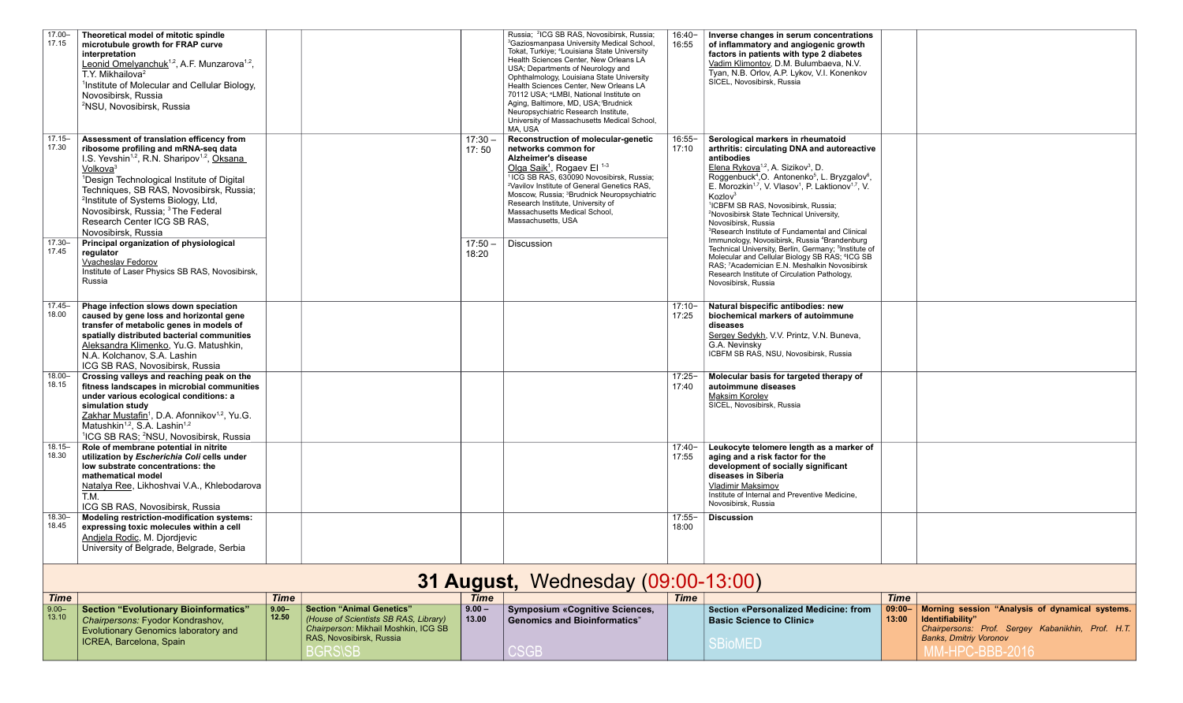| | | | | | | | | | |
|---|---|---|---|---|---|---|---|---|---|
| 17.00–17.15 | **Theoretical model of mitotic spindle microtubule growth for FRAP curve interpretation**<br>Leonid Omelyanchuk[1,2], A.F. Munzarova[1,2], T.Y. Mikhailova[2]<br>[1]Institute of Molecular and Cellular Biology, Novosibirsk, Russia<br>[2]NSU, Novosibirsk, Russia | | | | Russia; [2]ICG SB RAS, Novosibirsk, Russia; [3]Gaziosmanpasa University Medical School, Tokat, Turkiye; [4]Louisiana State University Health Sciences Center, New Orleans LA USA; Departments of Neurology and Ophthalmology, Louisiana State University Health Sciences Center, New Orleans LA 70112 USA; [5]LMBI, National Institute on Aging, Baltimore, MD, USA; [6]Brudnick Neuropsychiatric Research Institute, University of Massachusetts Medical School, MA, USA | 16:40–16:55 | **Inverse changes in serum concentrations of inflammatory and angiogenic growth factors in patients with type 2 diabetes**<br>Vadim Klimontov, D.M. Bulumbaeva, N.V. Tyan, N.B. Orlov, A.P. Lykov, V.I. Konenkov<br>SICEL, Novosibirsk, Russia | | |
| 17.15–17.30 | **Assessment of translation efficency from ribosome profiling and mRNA-seq data**<br>I.S. Yevshin[1,2], R.N. Sharipov[1,2], Oksana Volkova[3]<br>[1]Design Technological Institute of Digital Techniques, SB RAS, Novosibirsk, Russia; [2]Institute of Systems Biology, Ltd, Novosibirsk, Russia; [3]The Federal Research Center ICG SB RAS, Novosibirsk, Russia | | | 17:30 – 17: 50 | **Reconstruction of molecular-genetic networks common for Alzheimer's disease**<br>Olga Saik[1], Rogaev EI [1-3]<br>[1]ICG SB RAS, 630090 Novosibirsk, Russia; [2]Vavilov Institute of General Genetics RAS, Moscow, Russia; [3]Brudnick Neuropsychiatric Research Institute, University of Massachusetts Medical School, Massachusetts, USA | 16:55–17:10 | **Serological markers in rheumatoid arthritis: circulating DNA and autoreactive antibodies**<br>Elena Rykova[1,2], A. Sizikov[3], D. Roggenbuck[4], O. Antonenko[5], L. Bryzgalov[6], E. Morozkin[1,7], V. Vlasov[1], P. Laktionov[1,7], V. Kozlov[3]<br>[1]ICBFM SB RAS, Novosibirsk, Russia; [2]Novosibirsk State Technical University, Novosibirsk, Russia<br>[3]Research Institute of Fundamental and Clinical Immunology, Novosibirsk, Russia [4]Brandenburg Technical University, Berlin, Germany; [5]Institute of Molecular and Cellular Biology SB RAS; [6]ICG SB RAS; [7]Academician E.N. Meshalkin Novosibirsk Research Institute of Circulation Pathology, Novosibirsk, Russia | | |
| 17.30–17.45 | **Principal organization of physiological regulator**<br>Vyacheslav Fedorov<br>Institute of Laser Physics SB RAS, Novosibirsk, Russia | | | 17:50 – 18:20 | Discussion | | | | |
| 17.45–18.00 | **Phage infection slows down speciation caused by gene loss and horizontal gene transfer of metabolic genes in models of spatially distributed bacterial communities**<br>Aleksandra Klimenko, Yu.G. Matushkin, N.A. Kolchanov, S.A. Lashin<br>ICG SB RAS, Novosibirsk, Russia | | | | | 17:10–17:25 | **Natural bispecific antibodies: new biochemical markers of autoimmune diseases**<br>Sergey Sedykh, V.V. Printz, V.N. Buneva, G.A. Nevinsky<br>ICBFM SB RAS, NSU, Novosibirsk, Russia | | |
| 18.00–18.15 | **Crossing valleys and reaching peak on the fitness landscapes in microbial communities under various ecological conditions: a simulation study**<br>Zakhar Mustafin[1], D.A. Afonnikov[1,2], Yu.G. Matushkin[1,2], S.A. Lashin[1,2]<br>[1]ICG SB RAS; [2]NSU, Novosibirsk, Russia | | | | | 17:25–17:40 | **Molecular basis for targeted therapy of autoimmune diseases**<br>Maksim Korolev<br>SICEL, Novosibirsk, Russia | | |
| 18.15–18.30 | **Role of membrane potential in nitrite utilization by *Escherichia Coli* cells under low substrate concentrations: the mathematical model**<br>Natalya Ree, Likhoshvai V.A., Khlebodarova T.M.<br>ICG SB RAS, Novosibirsk, Russia | | | | | 17:40–17:55 | **Leukocyte telomere length as a marker of aging and a risk factor for the development of socially significant diseases in Siberia**<br>Vladimir Maksimov<br>Institute of Internal and Preventive Medicine, Novosibirsk, Russia | | |
| 18.30–18.45 | **Modeling restriction-modification systems: expressing toxic molecules within a cell**<br>Andjela Rodic, M. Djordjevic<br>University of Belgrade, Belgrade, Serbia | | | | | 17:55–18:00 | **Discussion** | | |

## 31 August, Wednesday (09:00-13:00)

| Time | | Time | | Time | | Time | | Time | |
|---|---|---|---|---|---|---|---|---|---|
| 9.00–13.10 | **Section "Evolutionary Bioinformatics"**<br>*Chairpersons:* Fyodor Kondrashov, Evolutionary Genomics laboratory and ICREA, Barcelona, Spain | 9.00–12.50 | **Section "Animal Genetics"**<br>*(House of Scientists SB RAS, Library)*<br>*Chairperson:* Mikhail Moshkin, ICG SB RAS, Novosibirsk, Russia<br>BGRS\SB | 9.00 – 13.00 | **Symposium «Cognitive Sciences, Genomics and Bioinformatics"**<br>CSGB | | **Section «Personalized Medicine: from Basic Science to Clinic»**<br>SBioMED | 09:00–13:00 | **Morning session "Analysis of dynamical systems. Identifiability"**<br>*Chairpersons: Prof. Sergey Kabanikhin, Prof. H.T. Banks, Dmitriy Voronov*<br>MM-HPC-BBB-2016 |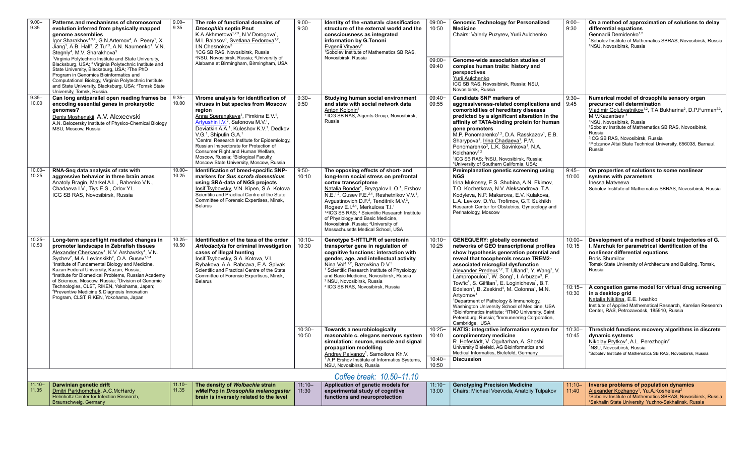| Time | Talk | Time | Talk | Time | Talk | Time | Talk | Time | Talk |
|---|---|---|---|---|---|---|---|---|---|
| 9.00–9.35 | **Patterns and mechanisms of chromosomal evolution inferred from physically mapped genome assemblies** Igor Sharakhov[1,3,4], G.N.Artemov[4], A. Peery[1], X. Jiang[3], A.B. Hall[3], Z.Tu[2,3], A.N. Naumenko[1], V.N. Stegniy[4], M.V. Sharakhova[3] [1]Virginia Polytechnic Institute and State University, Blacksburg, USA; [2]Virginia Polytechnic Institute and State University, Blacksburg, USA; [3]The PhD Program in Genomics Bioinformatics and Computational Biology, Virginia Polytechnic Institute and State University, Blacksburg, USA; [4]Tomsk State University, Tomsk, Russia. | 9.00–9.35 | **The role of functional domains of *Drosophila* septin Pnut** K.A.Akhmetova[1,2,3], N.V.Dorogova[1], M.L.Balasov[3], Svetlana Fedorova[1,2], I.N.Chesnokov[3] [1]ICG SB RAS, Novosibirsk, Russia [2]NSU, Novosibirsk, Russia; [3]University of Alabama at Birmingham, Birmingham, USA | 9.00–9:30 | **Identity of the «natural» classification structure of the external world and the consciousness as integrated information by G.Tononi** Evgenii Vityaev[1] [1]Sobolev Institute of Mathematics SB RAS, Novosibirsk, Russia | 09:00–10:50 | **Genomic Technology for Personalized Medicine** Chairs: Valeriy Puzyrev, Yurii Aulchenko | 9:00–9:30 | **On a method of approximation of solutions to delay differential equations** Gennadii Demidenko[1,2] [1]Sobolev Institute of Mathematics SBRAS, Novosibirsk, Russia [2]NSU, Novosibirsk, Russia |
| | | | | | | 09:00–09:40 | **Genome-wide association studies of complex human traits: history and perspectives** Yurii Aulchenko ICG SB RAS, Novosibirsk, Russia; NSU, Novosibirsk, Russia | | |
| 9.35–10.00 | **Can long antiparallel open reading frames be encoding essential genes in prokaryotic genomes?** Denis Moshenskij, A.V. Alexeevski A.N. Belozersky Institute of Physico-Chemical Biology MSU, Moscow, Russia | 9.35–10.00 | **Virome analysis for identification of viruses in bat species from Moscow region** Anna Speranskaya[1], Pimkina E.V.[1], Artyushin I.V.[2], Safonova M.V.[1], Deviatkin A.A.[1], Kuleshov K.V.[1], Dedkov V.G.[1], Shipulin G.A.[1] [1]Central Research Institute for Epidemiology, Russian Inspectorate for Protection of Consumer Right and Human Welfare, Moscow, Russia; [2]Biological Faculty, Moscow State University, Moscow, Russia | 9:30–9:50 | **Studying human social environment and state with social network data** Anton Kolonin[1] [1]ICG SB RAS, Aigents Group, Novosibirsk, Russia | 09:40–09:55 | **Candidate SNP markers of aggressiveness-related complications and comorbidities of hereditary diseases predicted by a significant alteration in the affinity of TATA-binding protein for human gene promoters** M.P. Ponomarenko[1,2], D.A. Rasskazov[1], E.B. Sharypova[1], Irina Chadaeva[1], P.M. Ponomarenko[3], L.K. Savinkova[1], N.A. Kolchanov[1,2] [1]ICG SB RAS; [2]NSU, Novosibirsk, Russia; [3]University of Southern California, USA; | 9:30–9:45 | **Numerical model of drosophila sensory organ precursor cell determination** Vladimir Golubyatnikov[1,2], T.A.Bukharina[2], D.P.Furman[2,3], M.V.Kazantsev[4] [1]NSU, Novosibirsk, Russia [2]Sobolev Institute of Mathematics SB RAS, Novosibirsk, Russia [3]ICG SB RAS, Novosibirsk, Russia [4]Polzunov Altai State Technical University, 656038, Barnaul, Russia |
| 10.00–10.25 | **RNA-Seq data analysis of rats with aggressive behavior in three brain areas** Anatoly Bragin, Markel A.L., Babenko V.N., Chadaeva I.V., Tiys E.S., Orlov Y.L. ICG SB RAS, Novosibirsk, Russia | 10.00–10.25 | **Identification of breed-specific SNP-markers for *Sus scrofa domesticus* using SRA-data of NGS projects** Iosif Tsybovsky, V.N. Kipen, S.A. Kotova Scientific and Practical Centre of the State Committee of Forensic Expertises, Minsk, Belarus | 9:50–10:10 | **The opposing effects of short- and long-term social stress on prefrontal cortex transcriptome** Natalia Bondar[1], Bryzgalov L.O.[1], Ershov N.E.[1,2], Gusev F.E.[2,4], Reshetnikov V.V.[1], Avgustinovich D.F.[2], Tenditnik M.V.[3], Rogaev E.I.[2,4], Merkulova T.I.[1] [1,2]ICG SB RAS; [3]Scientific Research Institute of Physiology and Basic Medicine, Novosibirsk, Russia; [4]University of Massachusetts Medical School, USA | | **Preimplantation genetic screening using NGS** Irina Mukosey, E.S. Shubina, A.N. Ekimov, T.O. Kochetkova, N.V. Aleksandrova, T.A. Kodyleva, N.P. Makarova, E.V. Kulakova, L.A. Levkov, D.Yu. Trofimov, G.T. Sukhikh Research Center for Obstetrics, Gynecology and Perinatology, Moscow | 9:45–10:00 | **On properties of solutions to some nonlinear systems with parameters** Inessa Matveeva Sobolev Institute of Mathematics SBRAS, Novosibirsk, Russia |
| 10.25–10.50 | **Long-term spaceflight mediated changes in promoter landscape in Zebrafish tissues** Alexander Cherkasov[1], K.V. Arshavsky[1], V.N. Sychev[2], M.A. Levinskikh[2], O.A. Gusev[1,3,4] [1]Institute of Fundamental Biology and Medicine, Kazan Federal University, Kazan, Russia; [2]Institute for Biomedical Problems, Russian Academy of Sciences, Moscow, Russia; [3]Division of Genomic Technologies, CLST, RIKEN, Yokohama, Japan; [4]Preventive Medicine & Diagnosis Innovation Program, CLST, RIKEN, Yokohama, Japan | 10.25–10.50 | **Identification of the taxa of the order *Artiodactyla* for criminal investigation cases of illegal hunting** Iosif Tsybovsky, S.A. Kotova, V.I. Rybakova, A.A. Rabcava, E.A. Spivak Scientific and Practical Centre of the State Committee of Forensic Expertises, Minsk, Belarus | 10:10–10:30 | **Genotype 5-HTTLPR of serotonin transporter gene in regulation of cognitive functions: interaction with gender, age, and intellectual activity** Nina Volf[1,2], Bazovkina D.V.[3] [1]Scientific Research Institute of Physiology and Basic Medicine, Novosibirsk, Russia [2]NSU, Novosibirsk, Russia [3]ICG SB RAS, Novosibirsk, Russia | 10:10–10:25 | **GENEQUERY: globally connected networks of GEO transcriptional profiles show hypothesis generation potential and reveal that tocopherols rescue TREM2-associated microglial dysfunction** Alexander Predeus[1,2], T. Ulland[1], Y. Wang[1], V. Lampropoulou[1], W. Song[1], I. Arbuzov[3], F. Towfic[4], S. Gilfilan[1], E. Loginicheva[1], B.T. Edelson[1], B. Zeskind[4], M. Colonna[1], M.N. Artyomov[1] [1]Department of Pathology & Immunology, Washington University School of Medicine, USA [2]Bioinformatics institute; [3]ITMO University, Saint Petersburg, Russia; [4]Immuneering Corporation, Cambridge, USA | 10:00–10:15 | **Development of a method of basic trajectories of G. I. Marchuk for parametrical identification of the nonlinear differential equations** Boris Shumilov Tomsk State University of Architecture and Building, Tomsk, Russia |
| | | | | | | | | 10:15–10:30 | **A congestion game model for virtual drug screening in a desktop grid** Natalia Nikitina, E.E. Ivashko Institute of Applied Mathematical Research, Karelian Research Center, RAS, Petrozavodsk, 185910, Russia |
| | | | | 10:30–10:50 | **Towards a neurobiologically reasonable c. elegans nervous system simulation: neuron, muscle and signal propagation modelling** Andrey Palyanov[1], Samoilova Kh.V. [1]A.P. Ershov Institute of Informatics Systems, NSU, Novosibirsk, Russia | 10:25–10:40 | **KATIS: integrative information system for complimentary medicine** R. Hofestädt, V. Ogultarhan, A. Shoshi University Bielefeld, AG Bioinformatics and Medical Informatics, Bielefeld, Germany | 10:30–10:45 | **Threshold functions recovery algorithms in discrete dynamic systems** Nikolay Prytkov[1], A.L. Perezhogin[2] [1]NSU, Novosibirsk, Russia [2]Sobolev Institute of Mathematics SB RAS, Novosibirsk, Russia |
| | | | | | | 10:40–10:50 | **Discussion** | | |
| | | | | | *Coffee break: 10.50–11.10* | | | | |
| 11.10–11.35 | **Darwinian genetic drift** Dmitri Parkhomchuk, A.C.McHardy Helmholtz Center for Infection Research, Braunschweig, Germany | 11.10–11.35 | **The density of *Wolbachia* strain *w*MelPop in *Drosophila melanogaster* brain is inversely related to the level** | 11:10–11:30 | **Application of genetic models for experimental study of cognitive functions and neuroprotection** | 11:10–13:00 | **Genotyping Precision Medicine** Chairs: Michael Voevoda, Anatoliy Tulpakov | 11:10–11:40 | **Inverse problems of population dynamics** Alexander Kozhanov[1], Yu.A.Kosheleva[2] [1]Sobolev Institute of Mathematics SBRAS, Novosibirsk, Russia [2]Sakhalin State University, Yuzhno-Sakhalinsk, Russia |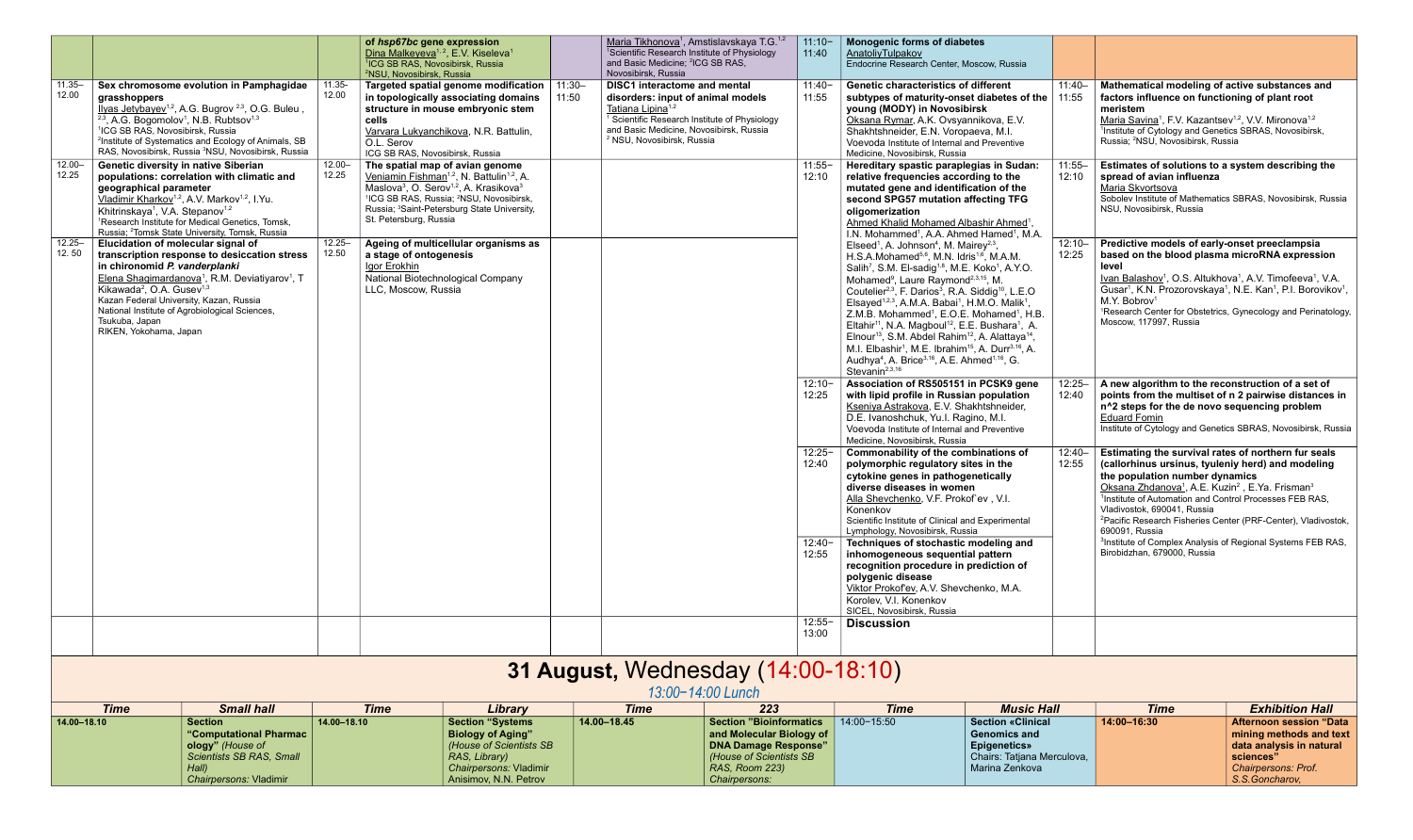| Time | Small hall | Time | Library | Time | 223 | Time | Music Hall | Time | Exhibition Hall |
|---|---|---|---|---|---|---|---|---|---|
| | | | **of *hsp67bc* gene expression** Dina Malkeyeva[1, 2], E.V. Kiseleva[1] [1]ICG SB RAS, Novosibirsk, Russia [2]NSU, Novosibirsk, Russia | | Maria Tikhonova[1], Amstislavskaya T.G.[1,2] [1]Scientific Research Institute of Physiology and Basic Medicine; [2]ICG SB RAS, Novosibirsk, Russia | 11:10–11:40 | **Monogenic forms of diabetes** AnatoliyTulpakov Endocrine Research Center, Moscow, Russia | | |
| 11.35–12.00 | **Sex chromosome evolution in Pamphagidae grasshoppers** Ilyas Jetybayev[1,2], A.G. Bugrov [2,3], O.G. Buleu, [2,3], A.G. Bogomolov[1], N.B. Rubtsov[1,3] [1]ICG SB RAS, Novosibirsk, Russia [2]Institute of Systematics and Ecology of Animals, SB RAS, Novosibirsk, Russia [3]NSU, Novosibirsk, Russia | 11.35-12.00 | **Targeted spatial genome modification in topologically associating domains structure in mouse embryonic stem cells** Varvara Lukyanchikova, N.R. Battulin, O.L. Serov ICG SB RAS, Novosibirsk, Russia | 11:30–11:50 | **DISC1 interactome and mental disorders: input of animal models** Tatiana Lipina[1,2] [1] Scientific Research Institute of Physiology and Basic Medicine, Novosibirsk, Russia [2] NSU, Novosibirsk, Russia | 11:40–11:55 | **Genetic characteristics of different subtypes of maturity-onset diabetes of the young (MODY) in Novosibirsk** Oksana Rymar, A.K. Ovsyannikova, E.V. Shakhtshneider, E.N. Voropaeva, M.I. Voevoda Institute of Internal and Preventive Medicine, Novosibirsk, Russia | 11:40–11:55 | **Mathematical modeling of active substances and factors influence on functioning of plant root meristem** Maria Savina[1], F.V. Kazantsev[1,2], V.V. Mironova[1,2] [1]Institute of Cytology and Genetics SBRAS, Novosibirsk, Russia; [2]NSU, Novosibirsk, Russia |
| 12.00–12.25 | **Genetic diversity in native Siberian populations: correlation with climatic and geographical parameter** Vladimir Kharkov[1,2], A.V. Markov[1,2], I.Yu. Khitrinskaya[1], V.A. Stepanov[1,2] [1]Research Institute for Medical Genetics, Tomsk, Russia; [2]Tomsk State University, Tomsk, Russia | 12.00–12.25 | **The spatial map of avian genome** Veniamin Fishman[1,2], N. Battulin[1,2], A. Maslova[3], O. Serov[1,2], A. Krasikova[3] [1]ICG SB RAS, Russia; [2]NSU, Novosibirsk, Russia; [3]Saint-Petersburg State University, St. Petersburg, Russia | | | 11:55–12:10 | **Hereditary spastic paraplegias in Sudan: relative frequencies according to the mutated gene and identification of the second SPG57 mutation affecting TFG oligomerization** Ahmed Khalid Mohamed Albashir Ahmed[1], I.N. Mohammed[1], A.A. Ahmed Hamed[1], M.A. Elseed[1], A. Johnson[4], M. Mairey[2,3], H.S.A.Mohamed[5,6], M.N. Idris[1,6], M.A.M. Salih[7], S.M. El-sadig[1,8], M.E. Koko[1], A.Y.O. Mohamed[9], Laure Raymond[2,3,15], M. Coutelier[2,3], F. Darios[3], R.A. Siddig[10], L.E.O Elsayed[1,2,3], A.M.A. Babai[1], H.M.O. Malik[1], Z.M.B. Mohammed[1], E.O.E. Mohamed[1], H.B. Eltahir[11], N.A. Magboul[12], E.E. Bushara[1], A. Elnour[13], S.M. Abdel Rahim[12], A. Alattaya[14], M.I. Elbashir[1], M.E. Ibrahim[15], A. Durr[3,16], A. Audhya[4], A. Brice[3,16], A.E. Ahmed[1,16], G. Stevanin[2,3,16] | 11:55–12:10 | **Estimates of solutions to a system describing the spread of avian influenza** Maria Skvortsova Sobolev Institute of Mathematics SBRAS, Novosibirsk, Russia NSU, Novosibirsk, Russia |
| 12.25–12.50 | **Elucidation of molecular signal of transcription response to desiccation stress in chironomid *P. vanderplanki*** Elena Shagimardanova[1], R.M. Deviatiyarov[1], T Kikawada[2], O.A. Gusev[1,3] Kazan Federal University, Kazan, Russia National Institute of Agrobiological Sciences, Tsukuba, Japan RIKEN, Yokohama, Japan | 12.25–12.50 | **Ageing of multicellular organisms as a stage of ontogenesis** Igor Erokhin National Biotechnological Company LLC, Moscow, Russia | | | | | 12:10–12:25 | **Predictive models of early-onset preeclampsia based on the blood plasma microRNA expression level** Ivan Balashov[1], O.S. Altukhova[1], A.V. Timofeeva[1], V.A. Gusar[1], K.N. Prozorovskaya[1], N.E. Kan[1], P.I. Borovikov[1], M.Y. Bobrov[1] [1]Research Center for Obstetrics, Gynecology and Perinatology, Moscow, 117997, Russia |
| | | | | | | 12:10–12:25 | **Association of RS505151 in PCSK9 gene with lipid profile in Russian population** Kseniya Astrakova, E.V. Shakhtshneider, D.E. Ivanoshchuk, Yu.I. Ragino, M.I. Voevoda Institute of Internal and Preventive Medicine, Novosibirsk, Russia | 12:25–12:40 | **A new algorithm to the reconstruction of a set of points from the multiset of n 2 pairwise distances in n^2 steps for the de novo sequencing problem** Eduard Fomin Institute of Cytology and Genetics SBRAS, Novosibirsk, Russia |
| | | | | | | 12:25–12:40 | **Commonability of the combinations of polymorphic regulatory sites in the cytokine genes in pathogenetically diverse diseases in women** Alla Shevchenko, V.F. Prokof`ev, V.I. Konenkov Scientific Institute of Clinical and Experimental Lymphology, Novosibirsk, Russia | 12:40–12:55 | **Estimating the survival rates of northern fur seals (callorhinus ursinus, tyuleniy herd) and modeling the population number dynamics** Oksana Zhdanova[1], A.E. Kuzin[2], E.Ya. Frisman[3] [1]Institute of Automation and Control Processes FEB RAS, Vladivostok, 690041, Russia [2]Pacific Research Fisheries Center (PRF-Center), Vladivostok, 690091, Russia [3]Institute of Complex Analysis of Regional Systems FEB RAS, Birobidzhan, 679000, Russia |
| | | | | | | 12:40–12:55 | **Techniques of stochastic modeling and inhomogeneous sequential pattern recognition procedure in prediction of polygenic disease** Viktor Prokof'ev, A.V. Shevchenko, M.A. Korolev, V.I. Konenkov SICEL, Novosibirsk, Russia | | |
| | | | | | | 12:55–13:00 | **Discussion** | | |

# 31 August, Wednesday (14:00-18:10)

*13:00–14:00 Lunch*

| Time | Small hall | Time | Library | Time | 223 | Time | Music Hall | Time | Exhibition Hall |
|---|---|---|---|---|---|---|---|---|---|
| 14.00–18.10 | **Section "Computational Pharmacology"** *(House of Scientists SB RAS, Small Hall)* *Chairpersons: Vladimir* | 14.00–18.10 | **Section "Systems Biology of Aging"** *(House of Scientists SB RAS, Library)* *Chairpersons: Vladimir Anisimov, N.N. Petrov* | 14.00–18.45 | **Section "Bioinformatics and Molecular Biology of DNA Damage Response"** *(House of Scientists SB RAS, Room 223)* *Chairpersons:* | 14:00–15:50 | **Section «Clinical Genomics and Epigenetics»** Chairs: Tatjana Merculova, Marina Zenkova | 14:00–16:30 | **Afternoon session "Data mining methods and text data analysis in natural sciences"** *Chairpersons: Prof. S.S.Goncharov,* |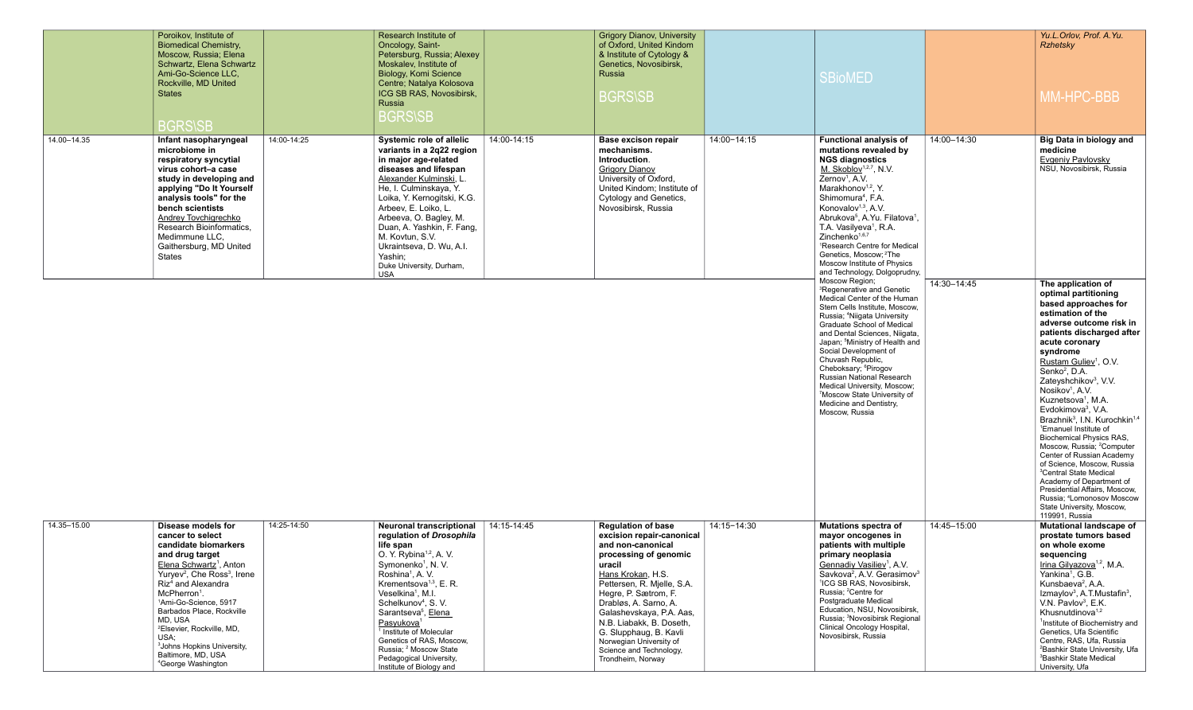| | | | | | | | | | |
|---|---|---|---|---|---|---|---|---|---|
| | Poroikov, Institute of Biomedical Chemistry, Moscow, Russia; Elena Schwartz, Elena Schwartz Ami-Go-Science LLC, Rockville, MD United States<br><br>BGRS\SB | | Research Institute of Oncology, Saint-Petersburg, Russia; Alexey Moskalev, Institute of Biology, Komi Science Centre; Natalya Kolosova ICG SB RAS, Novosibirsk, Russia<br><br>BGRS\SB | | Grigory Dianov, University of Oxford, United Kindom & Institute of Cytology & Genetics, Novosibirsk, Russia<br><br>BGRS\SB | | SBioMED | | Yu.L.Orlov, Prof. A.Yu. Rzhetsky<br><br>MM-HPC-BBB |
| 14.00–14.35 | **Infant nasopharyngeal microbiome in respiratory syncytial virus cohort–a case study in developing and applying "Do It Yourself analysis tools" for the bench scientists**<br>Andrey Tovchigrechko<br>Research Bioinformatics, Medimmune LLC, Gaithersburg, MD United States | 14:00-14:25 | **Systemic role of allelic variants in a 2q22 region in major age-related diseases and lifespan**<br>Alexander Kulminski, L. He, I. Culminskaya, Y. Loika, Y. Kernogitski, K.G. Arbeev, E. Loiko, L. Arbeeva, O. Bagley, M. Duan, A. Yashkin, F. Fang, M. Kovtun, S.V. Ukraintseva, D. Wu, A.I. Yashin;<br>Duke University, Durham, USA | 14:00-14:15 | **Base excison repair mechanisms. Introduction.**<br>Grigory Dianov<br>University of Oxford, United Kindom; Institute of Cytology and Genetics, Novosibirsk, Russia | 14:00–14:15 | **Functional analysis of mutations revealed by NGS diagnostics**<br>M. Skoblov[1,2,7], N.V. Zernov[1], A.V. Marakhonov[1,2], Y. Shimomura[4], F.A. Konovalov[1,3], A.V. Abrukova[5], A.Yu. Filatova[1], T.A. Vasilyeva[1], R.A. Zinchenko[1,6,7]<br>[1]Research Centre for Medical Genetics, Moscow; [2]The Moscow Institute of Physics and Technology, Dolgoprudny, Moscow Region; [3]Regenerative and Genetic Medical Center of the Human Stem Cells Institute, Moscow, Russia; [4]Niigata University Graduate School of Medical and Dental Sciences, Niigata, Japan; [5]Ministry of Health and Social Development of Chuvash Republic, Cheboksary; [6]Pirogov Russian National Research Medical University, Moscow; [7]Moscow State University of Medicine and Dentistry, Moscow, Russia | 14:00–14:30 | **Big Data in biology and medicine**<br>Evgeniy Pavlovsky<br>NSU, Novosibirsk, Russia |
| | | | | | | | | 14:30–14:45 | **The application of optimal partitioning based approaches for estimation of the adverse outcome risk in patients discharged after acute coronary syndrome**<br>Rustam Guliev[1], O.V. Senko[2], D.A. Zateyshchikov[3], V.V. Nosikov[1], A.V. Kuznetsova[1], M.A. Evdokimova[3], V.A. Brazhnik[3], I.N. Kurochkin[1,4]<br>[1]Emanuel Institute of Biochemical Physics RAS, Moscow, Russia; [2]Computer Center of Russian Academy of Science, Moscow, Russia [3]Central State Medical Academy of Department of Presidential Affairs, Moscow, Russia; [4]Lomonosov Moscow State University, Moscow, 119991, Russia |
| 14.35–15.00 | **Disease models for cancer to select candidate biomarkers and drug target**<br>Elena Schwartz[1], Anton Yuryev[2], Che Ross[3], Irene Riz[4] and Alexandra McPherron[1].<br>[1]Ami-Go-Science, 5917 Barbados Place, Rockville MD, USA<br>[2]Elsevier, Rockville, MD, USA;<br>[3]Johns Hopkins University, Baltimore, MD, USA<br>[4]George Washington | 14:25-14:50 | **Neuronal transcriptional regulation of *Drosophila* life span**<br>O. Y. Rybina[1,2], A. V. Symonenko[1], N. V. Roshina[1], A. V. Krementsova[1,3], E. R. Veselkina[1], M.I. Schelkunov[4], S. V. Sarantseva[5], Elena Pasyukova[1]<br>[1]Institute of Molecular Genetics of RAS, Moscow, Russia; [2]Moscow State Pedagogical University, Institute of Biology and | 14:15-14:45 | **Regulation of base excision repair-canonical and non-canonical processing of genomic uracil**<br>Hans Krokan, H.S. Pettersen, R. Mjelle, S.A. Hegre, P. Sætrom, F. Drabløs, A. Sarno, A. Galashevskaya, P.A. Aas, N.B. Liabakk, B. Doseth, G. Slupphaug, B. Kavli<br>Norwegian University of Science and Technology, Trondheim, Norway | 14:15–14:30 | **Mutations spectra of mayor oncogenes in patients with multiple primary neoplasia**<br>Gennadiy Vasiliev[1], A.V. Savkova[2], A.V. Gerasimov[3]<br>[1]ICG SB RAS, Novosibirsk, Russia; [2]Centre for Postgraduate Medical Education, NSU, Novosibirsk, Russia; [3]Novosibirsk Regional Clinical Oncology Hospital, Novosibirsk, Russia | 14:45–15:00 | **Mutational landscape of prostate tumors based on whole exome sequencing**<br>Irina Gilyazova[1,2], M.A. Yankina[1], G.B. Kunsbaeva[2], A.A. Izmaylov[3], A.T.Mustafin[3], V.N. Pavlov[3], E.K. Khusnutdinova[1,2]<br>[1]Institute of Biochemistry and Genetics, Ufa Scientific Centre, RAS, Ufa, Russia<br>[2]Bashkir State University, Ufa<br>[3]Bashkir State Medical University, Ufa |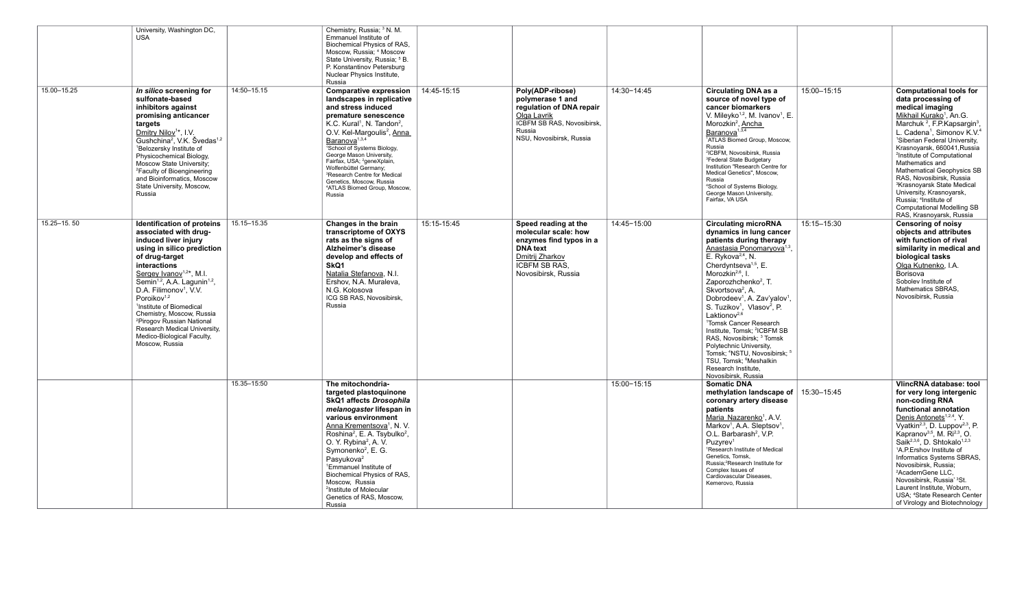| | | | | | | | | | |
|---|---|---|---|---|---|---|---|---|---|
| | University, Washington DC, USA | | Chemistry, Russia; [3] N. M. Emmanuel Institute of Biochemical Physics of RAS, Moscow, Russia; [4] Moscow State University, Russia; [5] B. P. Konstantinov Petersburg Nuclear Physics Institute, Russia | | | | | | |
| 15.00–15.25 | ***In silico* screening for sulfonate-based inhibitors against promising anticancer targets** Dmitry Nilov[1]*, I.V. Gushchina[2], V.K. Švedas[1,2] [1]Belozersky Institute of Physicochemical Biology, Moscow State University; [2]Faculty of Bioengineering and Bioinformatics, Moscow State University, Moscow, Russia | 14:50–15.15 | **Comparative expression landscapes in replicative and stress induced premature senescence** K.C. Kural[1], N. Tandon[2], O.V. Kel-Margoulis[2], Anna Baranova[1,3,4] [1]School of Systems Biology, George Mason University, Fairfax, USA; [2]geneXplain, Wolfenbüttel Germany; [3]Research Centre for Medical Genetics, Moscow, Russia [4]ATLAS Biomed Group, Moscow, Russia | 14:45-15:15 | **Poly(ADP-ribose) polymerase 1 and regulation of DNA repair** Olga Lavrik ICBFM SB RAS, Novosibirsk, Russia NSU, Novosibirsk, Russia | 14:30–14:45 | **Circulating DNA as a source of novel type of cancer biomarkers** V. Mileyko[1,2], M. Ivanov[1], E. Morozkin[2], Ancha Baranova[1,3,4] [1]ATLAS Biomed Group, Moscow, Russia [2]ICBFM, Novosibirsk, Russia [3]Federal State Budgetary Institution "Research Centre for Medical Genetics", Moscow, Russia [4]School of Systems Biology, George Mason University, Fairfax, VA USA | 15:00–15:15 | **Computational tools for data processing of medical imaging** Mikhail Kurako[1], An.G. Marchuk [2], F.P.Kapsargin[3], L. Cadena[1], Simonov K.V.[4] [1]Siberian Federal University, Krasnoyarsk, 660041,Russia [2]Institute of Computational Mathematics and Mathematical Geophysics SB RAS, Novosibirsk, Russia [3]Krasnoyarsk State Medical University, Krasnoyarsk, Russia; [4]Institute of Computational Modelling SB RAS, Krasnoyarsk, Russia |
| 15.25–15. 50 | **Identification of proteins associated with drug-induced liver injury using in silico prediction of drug-target interactions** Sergey Ivanov[1,2]*, M.I. Semin[1,2], A.A. Lagunin[1,2], D.A. Filimonov[1], V.V. Poroikov[1,2] [1]Institute of Biomedical Chemistry, Moscow, Russia [2]Pirogov Russian National Research Medical University, Medico-Biological Faculty, Moscow, Russia | 15.15–15.35 | **Changes in the brain transcriptome of OXYS rats as the signs of Alzheimer's disease develop and effects of SkQ1** Natalia Stefanova, N.I. Ershov, N.A. Muraleva, N.G. Kolosova ICG SB RAS, Novosibirsk, Russia | 15:15-15:45 | **Speed reading at the molecular scale: how enzymes find typos in a DNA text** Dmitrij Zharkov ICBFM SB RAS, Novosibirsk, Russia | 14:45–15:00 | **Circulating microRNA dynamics in lung cancer patients during therapy** Anastasia Ponomaryova[1,3], E. Rykova[2,4], N. Cherdyntseva[1,5], E. Morozkin[2,6], I. Zaporozhchenko[2], T. Skvortsova[2], A. Dobrodeev[1], A. Zav'yalov[1], S. Tuzikov[1], Vlasov[2], P. Laktionov[2,6] [1]Tomsk Cancer Research Institute, Tomsk; [2]ICBFM SB RAS, Novosibirsk; [3] Tomsk Polytechnic University, Tomsk; [4]NSTU, Novosibirsk; [5] TSU, Tomsk; [6]Meshalkin Research Institute, Novosibirsk, Russia | 15:15–15:30 | **Censoring of noisy objects and attributes with function of rival similarity in medical and biological tasks** Olga Kutnenko, I.A. Borisova Sobolev Institute of Mathematics SBRAS, Novosibirsk, Russia |
| | | 15.35–15:50 | **The mitochondria-targeted plastoquinone SkQ1 affects *Drosophila melanogaster* lifespan in various environment** Anna Krementsova[1], N. V. Roshina[2], E. A. Tsybulko[2], O. Y. Rybina[2], A. V. Symonenko[2], E. G. Pasyukova[2] [1]Emmanuel Institute of Biochemical Physics of RAS, Moscow, Russia [2]Institute of Molecular Genetics of RAS, Moscow, Russia | | | 15:00–15:15 | **Somatic DNA methylation landscape of coronary artery disease patients** Maria Nazarenko[1], A.V. Markov[1], A.A. Sleptsov[1], O.L. Barbarash[2], V.P. Puzyrev[1] [1]Research Institute of Medical Genetics, Tomsk, Russia;[2]Research Institute for Complex Issues of Cardiovascular Diseases, Kemerovo, Russia | 15:30–15:45 | **VlincRNA database: tool for very long intergenic non-coding RNA functional annotation** Denis Antonets[1,2,4], Y. Vyatkin[2,3], D. Luppov[2,3], P. Kapranov[3,5], M. Ri[2,3], O. Saik[2,3,6], D. Shtokalo[1,2,3] [1]A.P.Ershov Institute of Informatics Systems SBRAS, Novosibirsk, Russia; [2]AcademGene LLC, Novosibirsk, Russia' [3]St. Laurent Institute, Woburn, USA; [4]State Research Center of Virology and Biotechnology |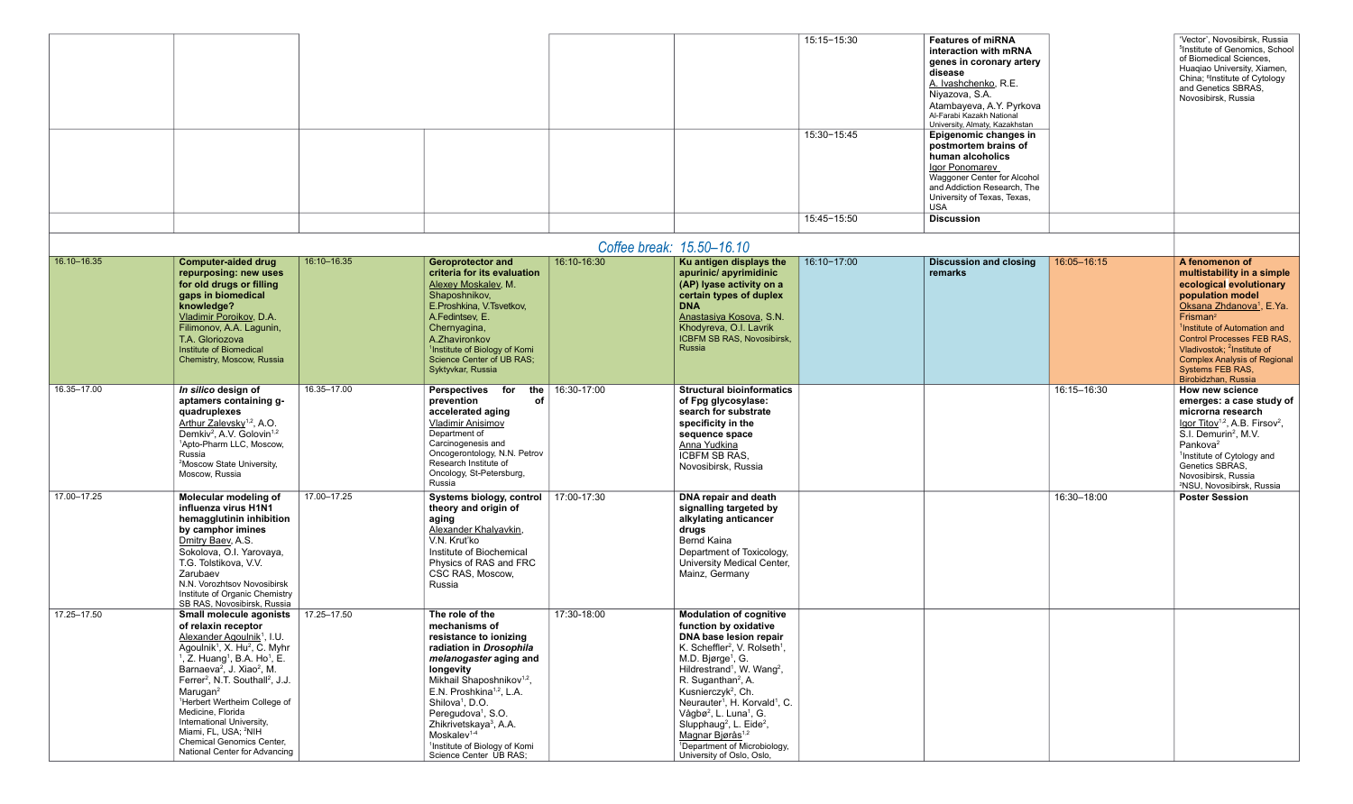| | | | | | | | | | |
|---|---|---|---|---|---|---|---|---|---|
| | | | | | | 15:15–15:30 | **Features of miRNA interaction with mRNA genes in coronary artery disease** A. Ivashchenko, R.E. Niyazova, S.A. Atambayeva, A.Y. Pyrkova Al-Farabi Kazakh National University, Almaty, Kazakhstan | | 'Vector', Novosibirsk, Russia [5]Institute of Genomics, School of Biomedical Sciences, Huaqiao University, Xiamen, China; [6]Institute of Cytology and Genetics SBRAS, Novosibirsk, Russia |
| | | | | | | 15:30–15:45 | **Epigenomic changes in postmortem brains of human alcoholics** Igor Ponomarev Waggoner Center for Alcohol and Addiction Research, The University of Texas, Texas, USA | | |
| | | | | | | 15:45–15:50 | **Discussion** | | |
| *Coffee break: 15.50–16.10* | | | | | | | | | |
| 16.10–16.35 | **Computer-aided drug repurposing: new uses for old drugs or filling gaps in biomedical knowledge?** Vladimir Poroikov, D.A. Filimonov, A.A. Lagunin, T.A. Gloriozova Institute of Biomedical Chemistry, Moscow, Russia | 16:10–16.35 | **Geroprotector and criteria for its evaluation** Alexey Moskalev, M. Shaposhnikov, E.Proshkina, V.Tsvetkov, A.Fedintsev, E. Chernyagina, A.Zhavironkov [1]Institute of Biology of Komi Science Center of UB RAS; Syktyvkar, Russia | 16:10-16:30 | **Ku antigen displays the apurinic/ apyrimidinic (AP) lyase activity on a certain types of duplex DNA** Anastasiya Kosova, S.N. Khodyreva, O.I. Lavrik ICBFM SB RAS, Novosibirsk, Russia | 16:10–17:00 | **Discussion and closing remarks** | 16:05–16:15 | **A fenomenon of multistability in a simple ecological evolutionary population model** Oksana Zhdanova[1], E.Ya. Frisman[2] [1]Institute of Automation and Control Processes FEB RAS, Vladivostok; [2]Institute of Complex Analysis of Regional Systems FEB RAS, Birobidzhan, Russia |
| 16.35–17.00 | ***In silico* design of aptamers containing g-quadruplexes** Arthur Zalevsky[1,2], A.O. Demkiv[2], A.V. Golovin[1,2] [1]Apto-Pharm LLC, Moscow, Russia [2]Moscow State University, Moscow, Russia | 16.35–17.00 | **Perspectives for the prevention of accelerated aging** Vladimir Anisimov Department of Carcinogenesis and Oncogerontology, N.N. Petrov Research Institute of Oncology, St-Petersburg, Russia | 16:30-17:00 | **Structural bioinformatics of Fpg glycosylase: search for substrate specificity in the sequence space** Anna Yudkina ICBFM SB RAS, Novosibirsk, Russia | | | 16:15–16:30 | **How new science emerges: a case study of microrna research** Igor Titov[1,2], A.B. Firsov[2], S.I. Demurin[2], M.V. Pankova[2] [1]Institute of Cytology and Genetics SBRAS, Novosibirsk, Russia [2]NSU, Novosibirsk, Russia |
| 17.00–17.25 | **Molecular modeling of influenza virus H1N1 hemagglutinin inhibition by camphor imines** Dmitry Baev, A.S. Sokolova, O.I. Yarovaya, T.G. Tolstikova, V.V. Zarubaev N.N. Vorozhtsov Novosibirsk Institute of Organic Chemistry SB RAS, Novosibirsk, Russia | 17.00–17.25 | **Systems biology, control theory and origin of aging** Alexander Khalyavkin, V.N. Krut'ko Institute of Biochemical Physics of RAS and FRC CSC RAS, Moscow, Russia | 17:00-17:30 | **DNA repair and death signalling targeted by alkylating anticancer drugs** Bernd Kaina Department of Toxicology, University Medical Center, Mainz, Germany | | | 16:30–18:00 | **Poster Session** |
| 17.25–17.50 | **Small molecule agonists of relaxin receptor** Alexander Agoulnik[1], I.U. Agoulnik[1], X. Hu[2], C. Myhr[1], Z. Huang[1], B.A. Ho[1], E. Barnaeva[2], J. Xiao[2], M. Ferrer[2], N.T. Southall[2], J.J. Marugan[2] [1]Herbert Wertheim College of Medicine, Florida International University, Miami, FL, USA; [2]NIH Chemical Genomics Center, National Center for Advancing | 17.25–17.50 | **The role of the mechanisms of resistance to ionizing radiation in *Drosophila melanogaster* aging and longevity** Mikhail Shaposhnikov[1,2], E.N. Proshkina[1,2], L.A. Shilova[1], D.O. Peregudova[1], S.O. Zhikrivetskaya[3], A.A. Moskalev[1-4] [1]Institute of Biology of Komi Science Center UB RAS; | 17:30-18:00 | **Modulation of cognitive function by oxidative DNA base lesion repair** K. Scheffler[2], V. Rolseth[1], M.D. Bjørge[1], G. Hildrestrand[1], W. Wang[2], R. Suganthan[2], A. Kusnierczyk[2], Ch. Neurauter[1], H. Korvald[1], C. Vågbø[2], L. Luna[1], G. Slupphaug[2], L. Eide[2], Magnar Bjørås[1,2] [1]Department of Microbiology, University of Oslo, Oslo, | | | | |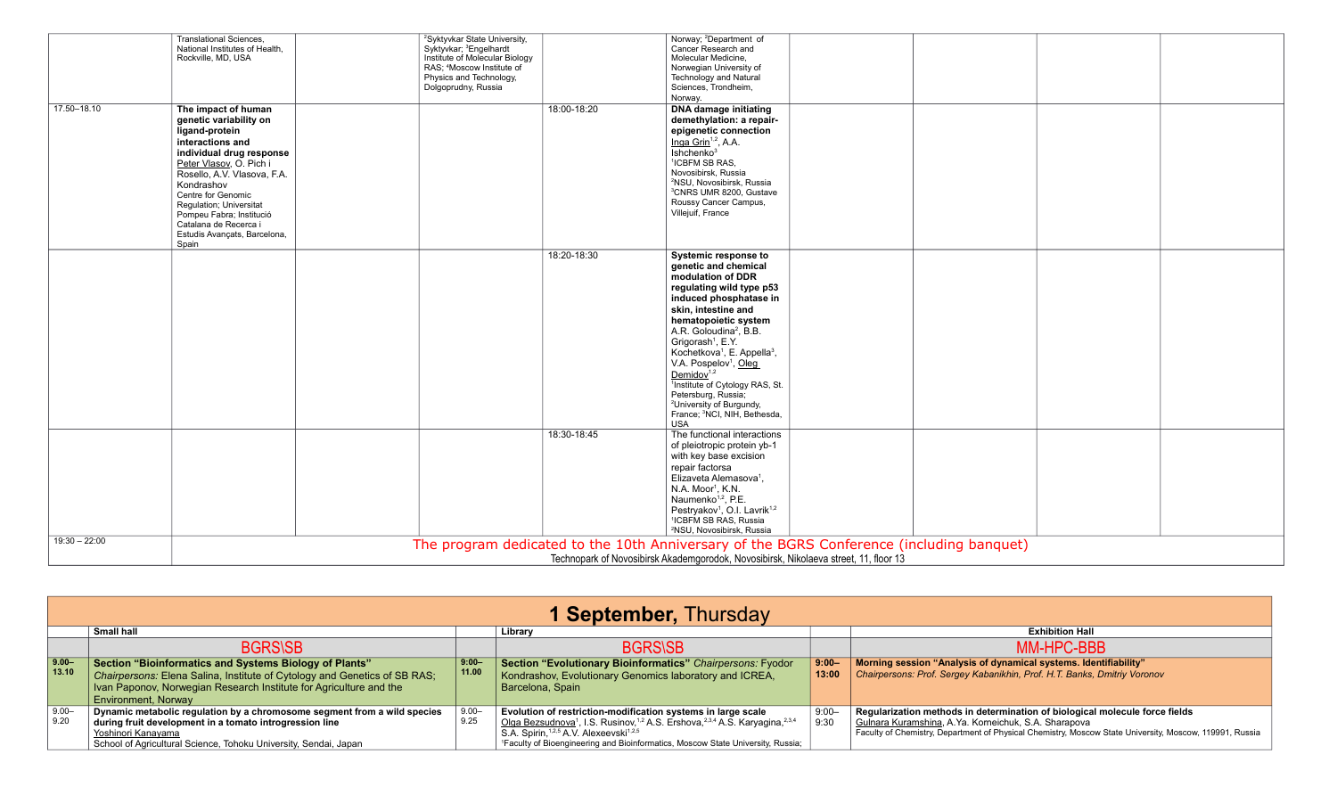| | | | | | | | | | |
|---|---|---|---|---|---|---|---|---|---|
| | Translational Sciences, National Institutes of Health, Rockville, MD, USA | | [2]Syktyvkar State University, Syktyvkar; [3]Engelhardt Institute of Molecular Biology RAS; [4]Moscow Institute of Physics and Technology, Dolgoprudny, Russia | | Norway; [2]Department of Cancer Research and Molecular Medicine, Norwegian University of Technology and Natural Sciences, Trondheim, Norway. | | | | |
| 17.50–18.10 | **The impact of human genetic variability on ligand-protein interactions and individual drug response** Peter Vlasov, O. Pich i Rosello, A.V. Vlasova, F.A. Kondrashov Centre for Genomic Regulation; Universitat Pompeu Fabra; Institució Catalana de Recerca i Estudis Avançats, Barcelona, Spain | | | 18:00-18:20 | **DNA damage initiating demethylation: a repair-epigenetic connection** Inga Grin[1,2], A.A. Ishchenko[3] [1]ICBFM SB RAS, Novosibirsk, Russia [2]NSU, Novosibirsk, Russia [3]CNRS UMR 8200, Gustave Roussy Cancer Campus, Villejuif, France | | | | |
| | | | | 18:20-18:30 | **Systemic response to genetic and chemical modulation of DDR regulating wild type p53 induced phosphatase in skin, intestine and hematopoietic system** A.R. Goloudina[2], B.B. Grigorash[1], E.Y. Kochetkova[1], E. Appella[3], V.A. Pospelov[1], Oleg Demidov[1,2] [1]Institute of Cytology RAS, St. Petersburg, Russia; [2]University of Burgundy, France; [3]NCI, NIH, Bethesda, USA | | | | |
| | | | | 18:30-18:45 | The functional interactions of pleiotropic protein yb-1 with key base excision repair factorsa Elizaveta Alemasova[1], N.A. Moor[1], K.N. Naumenko[1,2], P.E. Pestryakov[1], O.I. Lavrik[1,2] [1]ICBFM SB RAS, Russia [2]NSU, Novosibirsk, Russia | | | | |
| 19:30 – 22:00 | The program dedicated to the 10th Anniversary of the BGRS Conference (including banquet) Technopark of Novosibirsk Akademgorodok, Novosibirsk, Nikolaeva street, 11, floor 13 | | | | | | | | |

## **1 September,** Thursday

| | Small hall | | Library | | Exhibition Hall |
|---|---|---|---|---|---|
| | BGRS\SB | | BGRS\SB | | MM-HPC-BBB |
| **9.00–13.10** | **Section "Bioinformatics and Systems Biology of Plants"** *Chairpersons:* *Elena Salina, Institute of Cytology and Genetics of SB RAS; Ivan Paponov, Norwegian Research Institute for Agriculture and the Environment, Norway* | **9:00–11.00** | **Section "Evolutionary Bioinformatics"** *Chairpersons:* Fyodor Kondrashov, Evolutionary Genomics laboratory and ICREA, Barcelona, Spain | **9:00–13:00** | **Morning session "Analysis of dynamical systems. Identifiability"** *Chairpersons: Prof. Sergey Kabanikhin, Prof. H.T. Banks, Dmitriy Voronov* |
| 9.00–9.20 | **Dynamic metabolic regulation by a chromosome segment from a wild species during fruit development in a tomato introgression line** Yoshinori Kanayama School of Agricultural Science, Tohoku University, Sendai, Japan | 9.00–9.25 | **Evolution of restriction-modification systems in large scale** Olga Bezsudnova[1], I.S. Rusinov,[1,2] A.S. Ershova,[2,3,4] A.S. Karyagina,[2,3,4] S.A. Spirin,[1,2,5] A.V. Alexeevski[1,2,5] [1]Faculty of Bioengineering and Bioinformatics, Moscow State University, Russia; | 9:00–9:30 | **Regularization methods in determination of biological molecule force fields** Gulnara Kuramshina, A.Ya. Korneichuk, S.A. Sharapova Faculty of Chemistry, Department of Physical Chemistry, Moscow State University, Moscow, 119991, Russia |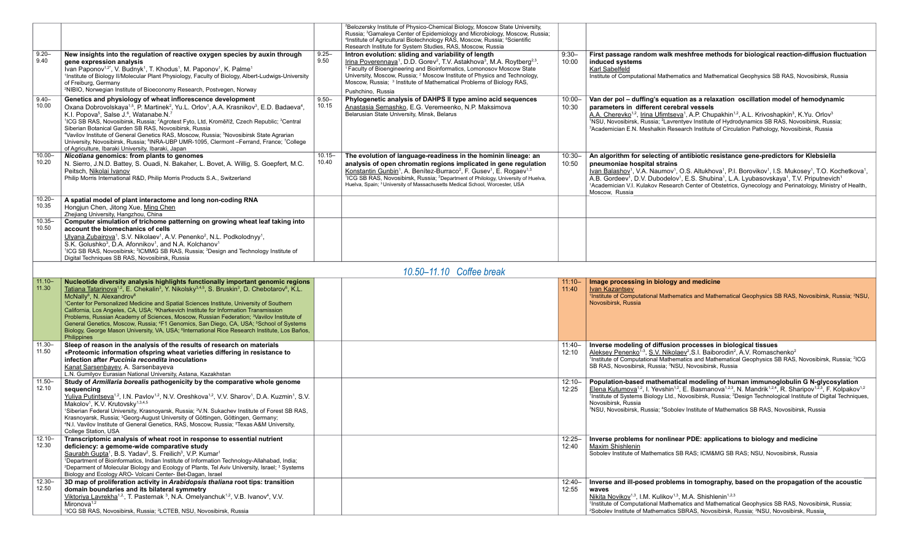| Time | Talk | Time | Talk | Time | Talk |
|---|---|---|---|---|---|
| | | | [2]Belozersky Institute of Physico-Chemical Biology, Moscow State University, Russia; [3]Gamaleya Center of Epidemiology and Microbiology, Moscow, Russia; [4]Institute of Agricultural Biotechnology RAS, Moscow, Russia; [5]Scientific Research Institute for System Studies, RAS, Moscow, Russia | | |
| 9.20–9.40 | **New insights into the regulation of reactive oxygen species by auxin through gene expression analysis**<br>Ivan Paponov[1,2], V. Budnyk[1], T. Khodus[1], M. Paponov[1], K. Palme[1]<br>[1]Institute of Biology II/Molecular Plant Physiology, Faculty of Biology, Albert-Ludwigs-University of Freiburg, Germany<br>[2]NIBIO, Norwegian Institute of Bioeconomy Research, Postvegen, Norway | 9.25–9.50 | **Intron evolution: sliding and variability of length**<br>Irina Poverennaya[1], D.D. Gorev[2], T.V. Astakhova[3], M.A. Roytberg[2,3].<br>[1]Faculty of Bioengineering and Bioinformatics, Lomonosov Moscow State University, Moscow, Russia; [2]Moscow Institute of Physics and Technology, Moscow, Russia; [3]Institute of Mathematical Problems of Biology RAS, Pushchino, Russia | 9:30–10:00 | **First passage random walk meshfree methods for biological reaction-diffusion fluctuation induced systems**<br>Karl Sabelfeld<br>Institute of Computational Mathematics and Mathematical Geophysics SB RAS, Novosibirsk, Russia |
| 9.40–10.00 | **Genetics and physiology of wheat inflorescence development**<br>Oxana Dobrovolskaya[1,5], P. Martinek[2], Yu.L. Orlov[1], A.A. Krasnikov[3], E.D. Badaeva[4], K.I. Popova[5], Salse J.[6], Watanabe.N.[7]<br>[1]ICG SB RAS, Novosibirsk, Russia; [2]Agrotest Fyto, Ltd, Kroměříž, Czech Republic; [3]Central Siberian Botanical Garden SB RAS, Novosibirsk, Russia<br>[4]Vavilov Institute of General Genetics RAS, Moscow, Russia; [5]Novosibirsk State Agrarian University, Novosibirsk, Russia; [6]INRA-UBP UMR-1095, Clermont –Ferrand, France; [7]College of Agriculture, Ibaraki University, Ibaraki, Japan | 9.50–10.15 | **Phylogenetic analysis of DAHPS II type amino acid sequences**<br>Anastasia Semashko, E.G. Veremeenko, N.P. Maksimova<br>Belarusian State University, Minsk, Belarus | 10:00–10:30 | **Van der pol – duffing's equation as a relaxation oscillation model of hemodynamic parameters in different cerebral vessels**<br>A.A. Cherevko[1,2], Irina Ufimtseva[1], A.P. Chupakhin[1,2], A.L. Krivoshapkin[3], K.Yu. Orlov[3]<br>[1]NSU, Novosibirsk, Russia; [2]Lavrentyev Institute of Hydrodynamics SB RAS, Novosibirsk, Russia; [3]Academician E.N. Meshalkin Research Institute of Circulation Pathology, Novosibirsk, Russia |
| 10.00–10.20 | ***Nicotiana* genomics: from plants to genomes**<br>N. Sierro, J.N.D. Battey, S. Ouadi, N. Bakaher, L. Bovet, A. Willig, S. Goepfert, M.C. Peitsch, Nikolai Ivanov<br>Philip Morris International R&D, Philip Morris Products S.A., Switzerland | 10.15–10.40 | **The evolution of language-readiness in the hominin lineage: an analysis of open chromatin regions implicated in gene regulation**<br>Konstantin Gunbin[1], A. Benítez-Burraco[2], F. Gusev[1], E. Rogaev[1,3]<br>[1]ICG SB RAS, Novosibirsk, Russia; [2]Department of Philology, University of Huelva, Huelva, Spain; [3]University of Massachusetts Medical School, Worcester, USA | 10:30–10:50 | **An algorithm for selecting of antibiotic resistance gene-predictors for Klebsiella pneumoniae hospital strains**<br>Ivan Balashov[1], V.A. Naumov[1], O.S. Altukhova[1], P.I. Borovikov[1], I.S. Mukosey[1], T.O. Kochetkova[1], A.B. Gordeev[1], D.V. Dubodelov[1], E.S. Shubina[1], L.A. Lyubasovskaya[1], T.V. Priputnevich[1]<br>[1]Academician V.I. Kulakov Research Center of Obstetrics, Gynecology and Perinatology, Ministry of Health, Moscow, Russia |
| 10.20–10.35 | **A spatial model of plant interactome and long non-coding RNA**<br>Hongjun Chen, Jitong Xue, Ming Chen<br>Zhejiang University, Hangzhou, China | | | | |
| 10.35–10.50 | **Computer simulation of trichome patterning on growing wheat leaf taking into account the biomechanics of cells**<br>Ulyana Zubairova[1], S.V. Nikolaev[1], A.V. Penenko[2], N.L. Podkolodnyy[1], S.K. Golushko[3], D.A. Afonnikov[1], and N.A. Kolchanov[1]<br>[1]ICG SB RAS, Novosibirsk; [2]ICMMG SB RAS, Russia; [3]Design and Technology Institute of Digital Techniques SB RAS, Novosibirsk, Russia | | | | |
| | *10.50–11.10 Coffee break* | | | | |
| 11.10–11.30 | **Nucleotide diversity analysis highlights functionally important genomic regions**<br>Tatiana Tatarinova[1,2], E. Chekalin[3], Y. Nikolsky[3,4,5], S. Bruskin[3], D. Chebotarev[6], K.L. McNally[6], N. Alexandrov[6]<br>[1]Center for Personalized Medicine and Spatial Sciences Institute, University of Southern California, Los Angeles, CA, USA; [2]Kharkevich Institute for Information Transmission Problems, Russian Academy of Sciences, Moscow, Russian Federation; [3]Vavilov Institute of General Genetics, Moscow, Russia; [4]F1 Genomics, San Diego, CA, USA; [5]School of Systems Biology, George Mason University, VA, USA; [6]International Rice Research Institute, Los Baños, Philippines | | | 11:10–11:40 | **Image processing in biology and medicine**<br>Ivan Kazantsev<br>[1]Institute of Computational Mathematics and Mathematical Geophysics SB RAS, Novosibirsk, Russia; [2]NSU, Novosibirsk, Russia |
| 11.30–11.50 | **Sleep of reason in the analysis of the results of research on materials «Proteomic information ofspring wheat varieties differing in resistance to infection after *Puccinia recondita* inoculation»**<br>Kanat Sarsenbayev, A. Sarsenbayeva<br>L.N. Gumilyov Eurasian National University, Astana, Kazakhstan | | | 11:40–12:10 | **Inverse modeling of diffusion processes in biological tissues**<br>Aleksey Penenko[1,3], S.V. Nikolaev[2], S.I. Baiborodin[2], A.V. Romaschenko[2]<br>[1]Institute of Computational Mathematics and Mathematical Geophysics SB RAS, Novosibirsk, Russia; [2]ICG SB RAS, Novosibirsk, Russia; [3]NSU, Novosibirsk, Russia |
| 11.50–12.10 | **Study of *Armillaria borealis* pathogenicity by the comparative whole genome sequencing**<br>Yuliya Putintseva[1,2], I.N. Pavlov[1,2], N.V. Oreshkova[1,2], V.V. Sharov[1], D.A. Kuzmin[1], S.V. Makolov[1], K.V. Krutovsky[1,3,4,5]<br>[1]Siberian Federal University, Krasnoyarsk, Russia; [2]V.N. Sukachev Institute of Forest SB RAS, Krasnoyarsk, Russia; [3]Georg-August University of Göttingen, Göttingen, Germany; [4]N.I. Vavilov Institute of General Genetics, RAS, Moscow, Russia; [5]Texas A&M University, College Station, USA | | | 12:10–12:25 | **Population-based mathematical modeling of human immunoglobulin G N-glycosylation**<br>Elena Kutumova[1,2], I. Yevshin[1,2], E. Basmanova[1,2,3], N. Mandrik[1,2,4], R. Sharipov[1,2,3], F. Kolpakov[1,2]<br>[1]Institute of Systems Biology Ltd., Novosibirsk, Russia; [2]Design Technological Institute of Digital Techniques, Novosibirsk, Russia<br>[3]NSU, Novosibirsk, Russia; [4]Sobolev Institute of Mathematics SB RAS, Novosibirsk, Russia |
| 12.10–12.30 | **Transcriptomic analysis of wheat root in response to essential nutrient deficiency: a gemome-wide comparative study**<br>Saurabh Gupta[1], B.S. Yadav[2], S. Freilich[3], V.P. Kumar[1]<br>[1]Department of Bioinformatics, Indian Institute of Information Technology-Allahabad, India; [2]Deparment of Molecular Biology and Ecology of Plants, Tel Aviv University, Israel; [3]Systems Biology and Ecology ARO- Volcani Center- Bet-Dagan, Israel | | | 12:25–12:40 | **Inverse problems for nonlinear PDE: applications to biology and medicine**<br>Maxim Shishlenin<br>Sobolev Institute of Mathematics SB RAS; ICM&MG SB RAS; NSU, Novosibirsk, Russia |
| 12.30–12.50 | **3D map of proliferation activity in *Arabidopsis thaliana* root tips: transition domain boundaries and its bilateral symmetry**<br>Viktoriya Lavrekha[1,2], T. Pasternak[3], N.A. Omelyanchuk[1,2], V.B. Ivanov[4], V.V. Mironova[1,2]<br>[1]ICG SB RAS, Novosibirsk, Russia; [2]LCTEB, NSU, Novosibirsk, Russia | | | 12:40–12:55 | **Inverse and ill-posed problems in tomography, based on the propagation of the acoustic waves**<br>Nikita Novikov[1,3], I.M. Kulikov[1,3], M.A. Shishlenin[1,2,3]<br>[1]Institute of Computational Mathematics and Mathematical Geophysics SB RAS, Novosibirsk, Russia; [2]Sobolev Institute of Mathematics SBRAS, Novosibirsk, Russia; [3]NSU, Novosibirsk, Russia |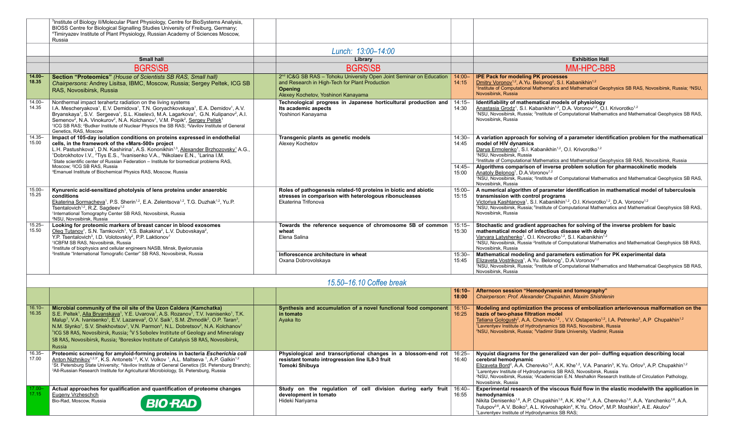| | Small hall | | Library | | Exhibition Hall |
|---|---|---|---|---|---|
| | [3]Institute of Biology II/Molecular Plant Physiology, Centre for BioSystems Analysis, BIOSS Centre for Biological Signalling Studies University of Freiburg, Germany; [4]Timiryazev Institute of Plant Physiology, Russian Academy of Sciences Moscow, Russia | | | | |
| | | | *Lunch: 13:00–14:00* | | |
| | **BGRS\SB** | | **BGRS\SB** | | **MM-HPC-BBB** |
| **14.00–18.35** | **Section "Proteomics"** *(House of Scientists SB RAS, Small hall)* *Chairpersons:* Andrey Lisitsa, IBMC, Moscow, Russia; Sergey Peltek, ICG SB RAS, Novosibirsk, Russia | | 2[nd] IC&G SB RAS – Tohoku University Open Joint Seminar on Education and Research in High-Tech for Plant Production **Opening** Alexey Kochetov, Yoshinori Kanayama | 14:00–14:15 | **IPE Pack for modeling PK processes** Dmitry Voronov[1,2], A.Yu. Belonog[2], S.I. Kabanikhin[1,2] [1]Institute of Computational Mathematics and Mathematical Geophysics SB RAS, Novosibirsk, Russia; [2]NSU, Novosibirsk, Russia |
| 14.00–14.35 | Nonthermal impact terahertz radiation on the living systems I.A. Mescheryakova[1], E.V. Demidova[1], T.N. Goryachkovskaya[1], E.A. Demidov[1], A.V. Bryanskaya[1], S.V. Sergeeva[1], S.L. Kiselev3, M.A. Lagarkova[3], G.N. Kulipanov[2], A.I. Semenov[2], N.A. Vinokurov[2], N.A. Kolchanov[1], V.M. Popik[2], Sergey Peltek[1] [1]ICG SB RAS; [2]Budker Institute of Nuclear Physics the SB RAS; [3]Vavilov Institute of General Genetics, RAS, Moscow | | **Technological progress in Japanese horticultural production and its academic aspects** Yoshinori Kanayama | 14:15–14:30 | **Identifiability of mathematical models of physiology** Anastasia Grodz[1], S.I. Kabanikhin[1,2], D.A. Voronov[1,2], O.I. Krivorotko[1,2] [1]NSU, Novosibirsk, Russia; [2]Institute of Computational Mathematics and Mathematical Geophysics SB RAS, Novosibirsk, Russia |
| 14.35–15.00 | **Impact of 105-day isolation conditions on proteins expressed in endothelial cells, in the framework of the «Mars-500» project** L.H. Pastushkova[1], D.N. Kashirina[1], A.S. Kononikhin[1,3], Alexander Brzhozovsky[1] A.G., [1]Dobrokhotov I.V., [2]Tiys E.S., [2]Ivanisenko V.A., [3]Nikolaev E.N., [1]Larina I.M. [1]State scientific center of Russian Federation – Institute for biomedical problems RAS, Moscow; [2]ICG SB RAS, Russia [3]Emanuel Institute of Biochemical Physics RAS, Moscow, Russia | | **Transgenic plants as genetic models** Alexey Kochetov | 14:30–14:45 | **A variation approach for solving of a parameter identification problem for the mathematical model of HIV dynamics** Darya Ermolenko[1], S.I. Kabanikhin[1,2], O.I. Krivorotko[1,2] [1]NSU, Novosibirsk, Russia [2]Institute of Computational Mathematics and Mathematical Geophysics SB RAS, Novosibirsk, Russia |
| | | | | 14:45–15:00 | **Algorithms comparison of inverse problem solution for pharmacokinetic models** Anatoly Belonog[1], D.A.Voronov[1,2] [1]NSU, Novosibirsk, Russia; [2]Institute of Computational Mathematics and Mathematical Geophysics SB RAS, Novosibirsk, Russia |
| 15.00–15.25 | **Kynurenic acid-sensitized photolysis of lens proteins under anaerobic conditions** Ekaterina Sormacheva[1], P.S. Sherin[1,2], E.A. Zelentsova[1,2], T.G. Duzhak[1,2], Yu.P. Tsentalovich[1,2], R.Z. Sagdeev[1,2] [1]International Tomography Center SB RAS, Novosibirsk, Russia [2]NSU, Novosibirsk, Russia | | **Roles of pathogenesis related-10 proteins in biotic and abiotic stresses in comparison with heterologous ribonucleases** Ekaterina Trifonova | 15:00–15:15 | **A numerical algorithm of parameter identification in mathematical model of tuberculosis transmission with control programs** Victoriya Kashtanova[1], S.I. Kabanikhin[1,2], O.I. Krivorotko[1,2], D.A. Voronov[1,2] [1]NSU, Novosibirsk, Russia;[2]Institute of Computational Mathematics and Mathematical Geophysics SB RAS, Novosibirsk, Russia |
| 15.25–15.50 | **Looking for proteomic markers of breast cancer in blood exosomes** Oleg Tutanov[1], S.N. Tamkovich[1], Y.S. Bakakina[2], L.V. Dubovskaya[2], Y.P. Tsentalovich[3], I.D. Volotovskiy[2], P.P. Laktionov[1] [1]ICBFM SB RAS, Novosibirsk, Russia [2]Institute of biophysics and cellular engineers NASB, Minsk, Byelorussia [3]Institute "International Tomografic Center" SB RAS, Novosibirsk, Russia | | **Towards the reference sequence of chromosome 5B of common wheat** Elena Salina | 15:15–15:30 | **Stochastic and gradient approaches for solving of the inverse problem for basic mathematical model of infectious disease with delay** Varvara Latyshenko[1], O.I. Krivorotko[1,2], S.I. Kabanikhin[1,2] [1]NSU, Novosibirsk, Russia [2]Institute of Computational Mathematics and Mathematical Geophysics SB RAS, Novosibirsk, Russia |
| | | | **Inflorescence architecture in wheat** Oxana Dobrovolskaya | 15:30–15:45 | **Mathematical modeling and parameters estimation for PK experimental data** Elizaveta Vostrikova[1], A.Yu. Belonog[1], D.A.Voronov[1,2] [1]NSU, Novosibirsk, Russia; [2]Institute of Computational Mathematics and Mathematical Geophysics SB RAS, Novosibirsk, Russia |
| | | | *15.50–16.10 Coffee break* | | |
| | | | | **16:10–18:00** | **Afternoon session "Hemodynamic and tomography"** *Chairperson: Prof. Alexander Chupakhin, Maxim Shishlenin* |
| 16.10–16.35 | **Microbial community of the oil site of the Uzon Caldera (Kamchatka)** S.E. Peltek[1], Alla Bryanskaya[1], Y.E. Uvarova[1], A.S. Rozanov[1], T.V. Ivanisenko[1], T.K. Malup[1], V.A. Ivanisenko[1], E.V. Lazareva[2], O.V. Saik[1], S.M. Zhmodik[2], O.P. Taran[3], N.M. Slynko[1], S.V. Shekhovtsov[1], V.N. Parmon[3], N.L. Dobretsov[2], N.A. Kolchanov[1] [1]ICG SB RAS, Novosibirsk, Russia; [2]V S Sobolev Institute of Geology and Mineralogy SB RAS, Novosibirsk, Russia; [3]Boreskov Institute of Catalysis SB RAS, Novosibirsk, Russia | | **Synthesis and accumulation of a novel functional food component in tomato** Ayaka Ito | 16:10–16:25 | **Modeling and optimization the process of embolization arteriovenous malformation on the bazis of two-phase filtration model** Tatiana Gologush[2], A.A. Cherevko[1,2], , V.V. Ostapenko[1,2], I.A. Petrenko[3], A.P Chupakhin[1,2] [1]Lavrentyev Institute of Hydrodynamics SB RAS, Novosibirsk, Russia [2]NSU, Novosibirsk, Russia; [3]Vladimir State University, Vladimir, Russia |
| 16.35–17.00 | **Proteomic screening for amyloid-forming proteins in bacteria *Escherichia coli*** Anton Nizhnikov[1,2,3*], K.S. Antonets[1,2], K.V. Volkov [1], A.L. Maltseva [1], A.P. Galkin[1,2] [1]St. Petersburg State University; [2]Vavilov Institute of General Genetics (St. Petersburg Branch); [3]All-Russian Research Institute for Agricultural Microbiology, St. Petersburg, Russia | | **Physiological and transcriptional changes in a blossom-end rot resistant tomato introgression line IL8-3 fruit** Tomoki Shibuya | 16:25–16:40 | **Nyquist diagrams for the generalized van der pol– duffing equation describing local cerebral hemodynamic** Elizaveta Bord[2], A.A. Cherevko[1,2], A.K. Khe[1,2], V.A. Panarin[3], K.Yu. Orlov[3], A.P. Chupakhin[1,2] [1]Larentyev Institute of Hydrodynamics SB RAS, Novosibirsk, Russia [2]NSU, Novosibirsk, Russia; [3]Academician E.N. Meshalkin Research Institute of Circulation Pathology, Novosibirsk, Russia |
| 17.00–17.15 | **Actual approaches for qualification and quantification of proteome changes** Eugeny Vrzheschch Bio-Rad, Moscow, Russia BIO-RAD | | **Study on the regulation of cell division during early fruit development in tomato** Hideki Nariyama | 16:40–16:55 | **Experimental research of the viscous fluid flow in the elastic modelwith the application in hemodynamics** Nikita Denisenko[1,6], A.P. Chupakhin[1,6], A.K. Khe[1,6], A.A. Cherevko[1,6], A.A. Yanchenko[1,6], A.A. Tulupov[2,6], A.V. Boiko[3], A.L. Krivoshapkin[4], K.Yu. Orlov[4], M.P. Moshkin[5], A.E. Akulov[5] [1]Lavrentyev Institute of Hydrodynamics SB RAS; |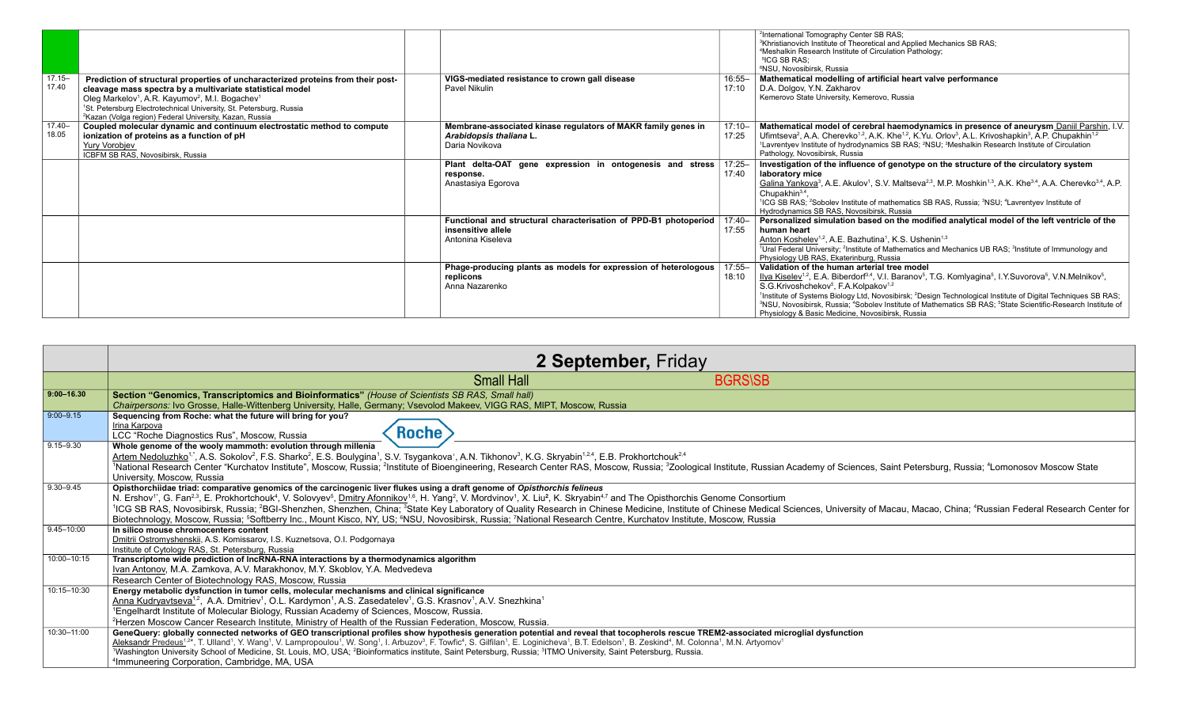| | | | | | |
|---|---|---|---|---|---|
| | | | | | [2]International Tomography Center SB RAS; [3]Khristianovich Institute of Theoretical and Applied Mechanics SB RAS; [4]Meshalkin Research Institute of Circulation Pathology; [5]ICG SB RAS; [6]NSU, Novosibirsk, Russia |
| 17.15–17.40 | **Prediction of structural properties of uncharacterized proteins from their post-cleavage mass spectra by a multivariate statistical model** Oleg Markelov[1], A.R. Kayumov[2], M.I. Bogachev[1] [1]St. Petersburg Electrotechnical University, St. Petersburg, Russia [2]Kazan (Volga region) Federal University, Kazan, Russia | | **VIGS-mediated resistance to crown gall disease** Pavel Nikulin | 16:55–17:10 | **Mathematical modelling of artificial heart valve performance** D.A. Dolgov, Y.N. Zakharov Kemerovo State University, Kemerovo, Russia |
| 17.40–18.05 | **Coupled molecular dynamic and continuum electrostatic method to compute ionization of proteins as a function of pH** Yury Vorobjev ICBFM SB RAS, Novosibirsk, Russia | | **Membrane-associated kinase regulators of MAKR family genes in *Arabidopsis thaliana* L.** Daria Novikova | 17:10–17:25 | **Mathematical model of cerebral haemodynamics in presence of aneurysm** Daniil Parshin, I.V. Ufimtseva[2], A.A. Cherevko[1,2], A.K. Khe[1,2], K.Yu. Orlov[3], A.L. Krivoshapkin[3], A.P. Chupakhin[1,2] [1]Lavrentyev Institute of hydrodynamics SB RAS; [2]NSU; [3]Meshalkin Research Institute of Circulation Pathology, Novosibirsk, Russia |
| | | | **Plant delta-OAT gene expression in ontogenesis and stress response.** Anastasiya Egorova | 17:25–17:40 | **Investigation of the influence of genotype on the structure of the circulatory system laboratory mice** Galina Yankova[3], A.E. Akulov[1], S.V. Maltseva[2,3], M.P. Moshkin[1,3], A.K. Khe[3,4], A.A. Cherevko[3,4], A.P. Chupakhin[3,4], [1]ICG SB RAS; [2]Sobolev Institute of mathematics SB RAS, Russia; [3]NSU; [4]Lavrentyev Institute of Hydrodynamics SB RAS, Novosibirsk, Russia |
| | | | **Functional and structural characterisation of PPD-B1 photoperiod insensitive allele** Antonina Kiseleva | 17:40–17:55 | **Personalized simulation based on the modified analytical model of the left ventricle of the human heart** Anton Koshelev[1,2], A.E. Bazhutina[1], K.S. Ushenin[1,3] [1]Ural Federal University; [2]Institute of Mathematics and Mechanics UB RAS; [3]Institute of Immunology and Physiology UB RAS, Ekaterinburg, Russia |
| | | | **Phage-producing plants as models for expression of heterologous replicons** Anna Nazarenko | 17:55–18:10 | **Validation of the human arterial tree model** Ilya Kiselev[1,2], E.A. Biberdorf[3,4], V.I. Baranov[5], T.G. Komlyagina[5], I.Y.Suvorova[5], V.N.Melnikov[5], S.G.Krivoshchekov[5], F.A.Kolpakov[1,2] [1]Institute of Systems Biology Ltd, Novosibirsk; [2]Design Technological Institute of Digital Techniques SB RAS; [3]NSU, Novosibirsk, Russia; [4]Sobolev Institute of Mathematics SB RAS; [5]State Scientific-Research Institute of Physiology & Basic Medicine, Novosibirsk, Russia |

| | **2 September,** Friday |
|---|---|
| | Small Hall — BGRS\SB |
| 9:00–16.30 | **Section "Genomics, Transcriptomics and Bioinformatics"** *(House of Scientists SB RAS, Small hall)* *Chairpersons:* Ivo Grosse, Halle-Wittenberg University, Halle, Germany; Vsevolod Makeev, VIGG RAS, MIPT, Moscow, Russia |
| 9:00–9.15 | **Sequencing from Roche: what the future will bring for you?** Irina Karpova LCC "Roche Diagnostics Rus", Moscow, Russia |
| 9.15–9.30 | **Whole genome of the wooly mammoth: evolution through millenia** Artem Nedoluzhko[1,*], A.S. Sokolov[2], F.S. Sharko[2], E.S. Boulygina[1], S.V. Tsygankova[1], A.N. Tikhonov[3], K.G. Skryabin[1,2,4], E.B. Prokhortchouk[2,4] [1]National Research Center "Kurchatov Institute", Moscow, Russia; [2]Institute of Bioengineering, Research Center RAS, Moscow, Russia; [3]Zoological Institute, Russian Academy of Sciences, Saint Petersburg, Russia; [4]Lomonosov Moscow State University, Moscow, Russia |
| 9.30–9.45 | **Opisthorchiidae triad: comparative genomics of the carcinogenic liver flukes using a draft genome of *Opisthorchis felineus*** N. Ershov[1*], G. Fan[2,3], E. Prokhortchouk[4], V. Solovyev[5], Dmitry Afonnikov[1,6], H. Yang[2], V. Mordvinov[1], X. Liu[2], K. Skryabin[4,7] and The Opisthorchis Genome Consortium [1]ICG SB RAS, Novosibirsk, Russia; [2]BGI-Shenzhen, Shenzhen, China; [3]State Key Laboratory of Quality Research in Chinese Medicine, Institute of Chinese Medical Sciences, University of Macau, Macao, China; [4]Russian Federal Research Center for Biotechnology, Moscow, Russia; [5]Softberry Inc., Mount Kisco, NY, US; [6]NSU, Novosibirsk, Russia; [7]National Research Centre, Kurchatov Institute, Moscow, Russia |
| 9.45–10:00 | **In silico mouse chromocenters content** Dmitrii Ostromyshenskii, A.S. Komissarov, I.S. Kuznetsova, O.I. Podgornaya Institute of Cytology RAS, St. Petersburg, Russia |
| 10:00–10:15 | **Transcriptome wide prediction of lncRNA-RNA interactions by a thermodynamics algorithm** Ivan Antonov, M.A. Zamkova, A.V. Marakhonov, M.Y. Skoblov, Y.A. Medvedeva Research Center of Biotechnology RAS, Moscow, Russia |
| 10:15–10:30 | **Energy metabolic dysfunction in tumor cells, molecular mechanisms and clinical significance** Anna Kudryavtseva[1,2], A.A. Dmitriev[1], O.L. Kardymon[1], A.S. Zasedatelev[1], G.S. Krasnov[1], A.V. Snezhkina[1] [1]Engelhardt Institute of Molecular Biology, Russian Academy of Sciences, Moscow, Russia. [2]Herzen Moscow Cancer Research Institute, Ministry of Health of the Russian Federation, Moscow, Russia. |
| 10:30–11:00 | **GeneQuery: globally connected networks of GEO transcriptional profiles show hypothesis generation potential and reveal that tocopherols rescue TREM2-associated microglial dysfunction** Aleksandr Predeus[1,2*], T. Ulland[1], Y. Wang[1], V. Lampropoulou[1], W. Song[1], I. Arbuzov[3], F. Towfic[4], S. Gilfilan[1], E. Loginicheva[1], B.T. Edelson[1], B. Zeskind[4], M. Colonna[1], M.N. Artyomov[1] [1]Washington University School of Medicine, St. Louis, MO, USA; [2]Bioinformatics institute, Saint Petersburg, Russia; [3]ITMO University, Saint Petersburg, Russia. [4]Immuneering Corporation, Cambridge, MA, USA |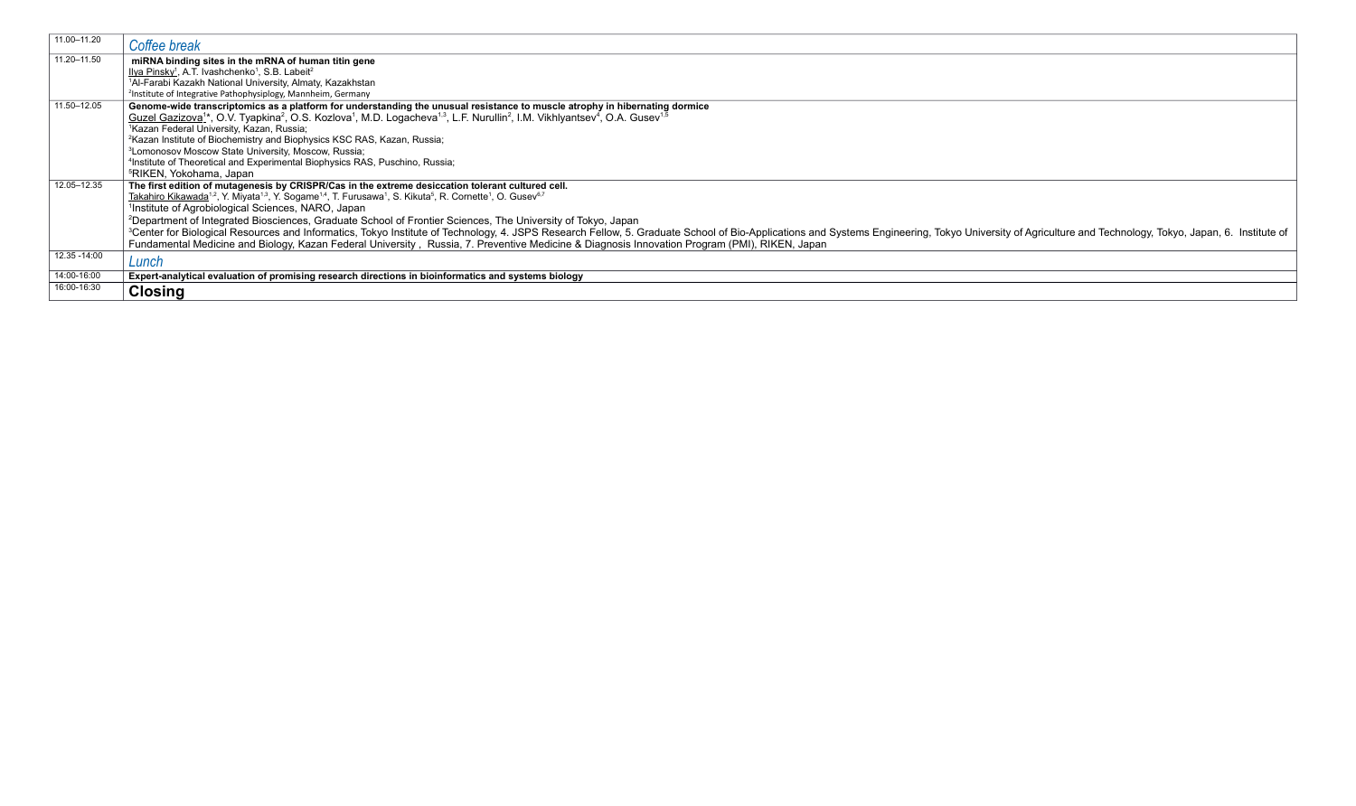| | |
|---|---|
| 11.00–11.20 | *Coffee break* |
| 11.20–11.50 | **miRNA binding sites in the mRNA of human titin gene**<br>Ilya Pinsky[1], A.T. Ivashchenko[1], S.B. Labeit[2]<br>[1]Al-Farabi Kazakh National University, Almaty, Kazakhstan<br>[2]Institute of Integrative Pathophysiplogy, Mannheim, Germany |
| 11.50–12.05 | **Genome-wide transcriptomics as a platform for understanding the unusual resistance to muscle atrophy in hibernating dormice**<br>Guzel Gazizova[1*], O.V. Tyapkina[2], O.S. Kozlova[1], M.D. Logacheva[1,3], L.F. Nurullin[2], I.M. Vikhlyantsev[4], O.A. Gusev[1,5]<br>[1]Kazan Federal University, Kazan, Russia;<br>[2]Kazan Institute of Biochemistry and Biophysics KSC RAS, Kazan, Russia;<br>[3]Lomonosov Moscow State University, Moscow, Russia;<br>[4]Institute of Theoretical and Experimental Biophysics RAS, Puschino, Russia;<br>[5]RIKEN, Yokohama, Japan |
| 12.05–12.35 | **The first edition of mutagenesis by CRISPR/Cas in the extreme desiccation tolerant cultured cell.**<br>Takahiro Kikawada[1,2], Y. Miyata[1,3], Y. Sogame[1,4], T. Furusawa[1], S. Kikuta[5], R. Cornette[1], O. Gusev[6,7]<br>[1]Institute of Agrobiological Sciences, NARO, Japan<br>[2]Department of Integrated Biosciences, Graduate School of Frontier Sciences, The University of Tokyo, Japan<br>[3]Center for Biological Resources and Informatics, Tokyo Institute of Technology, 4. JSPS Research Fellow, 5. Graduate School of Bio-Applications and Systems Engineering, Tokyo University of Agriculture and Technology, Tokyo, Japan, 6. Institute of Fundamental Medicine and Biology, Kazan Federal University , Russia, 7. Preventive Medicine & Diagnosis Innovation Program (PMI), RIKEN, Japan |
| 12.35 -14:00 | *Lunch* |
| 14:00-16:00 | **Expert-analytical evaluation of promising research directions in bioinformatics and systems biology** |
| 16:00-16:30 | **Closing** |